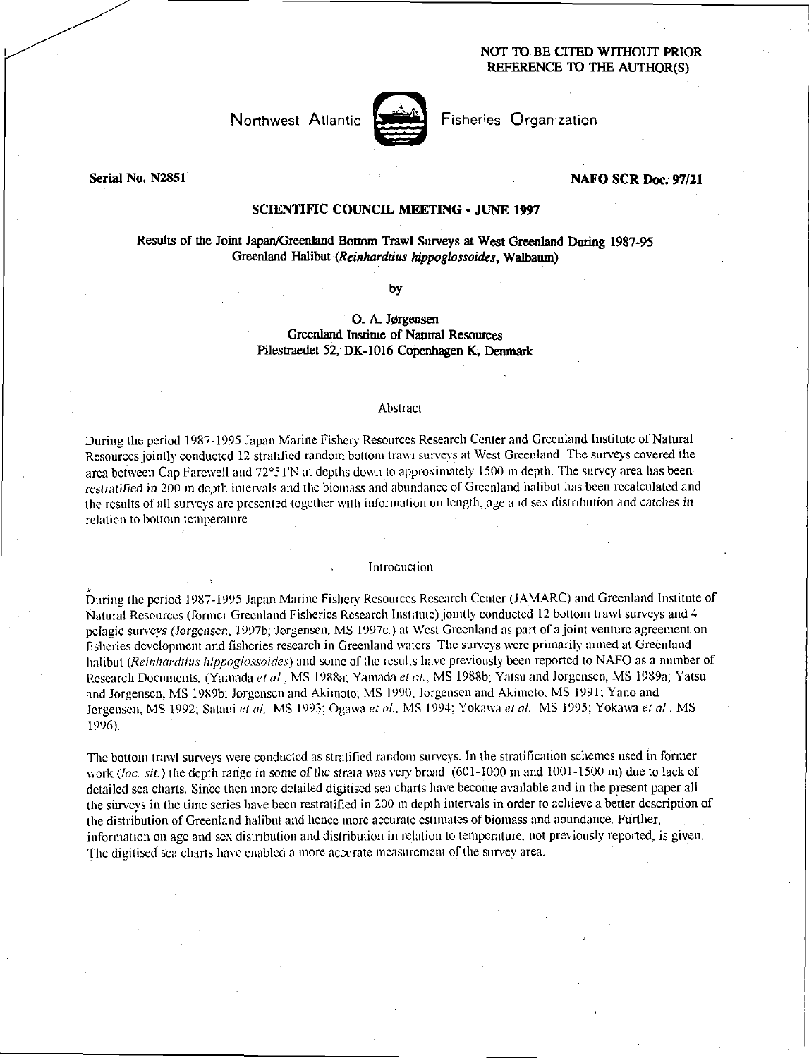NOT TO BE CITED WITHOUT PRIOR REFERENCE TO THE AUTHOR(S)

Northwest Atlantic Fisheries Organization

**Serial No. N2851** **NAFO SCR Doc. 97/21**

**SCIENTIFIC COUNCIL MEETING - JUNE 1997**

**Results of the Joint Japan/Greenland Bottom Trawl Surveys at West Greenland During 1987-95 Greenland Halibut (*Reinhardtius hippoglossoides*, Walbaum)**

by

**O. A. Jørgensen**
**Greenland Institue of Natural Resources**
**Pilestraedet 52, DK-1016 Copenhagen K, Denmark**

## Abstract

During the period 1987-1995 Japan Marine Fishery Resources Research Center and Greenland Institute of Natural Resources jointly conducted 12 stratified random bottom trawl surveys at West Greenland. The surveys covered the area between Cap Farewell and 72°51'N at depths down to approximately 1500 m depth. The survey area has been restratified in 200 m depth intervals and the biomass and abundance of Greenland halibut has been recalculated and the results of all surveys are presented together with information on length, age and sex distribution and catches in relation to bottom temperature.

## Introduction

During the period 1987-1995 Japan Marine Fishery Resources Research Center (JAMARC) and Greenland Institute of Natural Resources (former Greenland Fisheries Research Institute) jointly conducted 12 bottom trawl surveys and 4 pelagic surveys (Jørgensen, 1997b; Jørgensen, MS 1997c.) at West Greenland as part of a joint venture agreement on fisheries development and fisheries research in Greenland waters. The surveys were primarily aimed at Greenland halibut (*Reinhardtius hippoglossoides*) and some of the results have previously been reported to NAFO as a number of Research Documents. (Yamada *et al.*, MS 1988a; Yamada *et al.*, MS 1988b; Yatsu and Jorgensen, MS 1989a; Yatsu and Jorgensen, MS 1989b; Jorgensen and Akimoto, MS 1990; Jorgensen and Akimoto, MS 1991; Yano and Jorgensen, MS 1992; Satani *et al.*. MS 1993; Ogawa *et al.*, MS 1994; Yokawa *et al.*, MS 1995; Yokawa *et al.*, MS 1996).

The bottom trawl surveys were conducted as stratified random surveys. In the stratification schemes used in former work (*loc. sit.*) the depth range in some of the strata was very broad (601-1000 m and 1001-1500 m) due to lack of detailed sea charts. Since then more detailed digitised sea charts have become available and in the present paper all the surveys in the time series have been restratified in 200 m depth intervals in order to achieve a better description of the distribution of Greenland halibut and hence more accurate estimates of biomass and abundance. Further, information on age and sex distribution and distribution in relation to temperature, not previously reported, is given. The digitised sea charts have enabled a more accurate measurement of the survey area.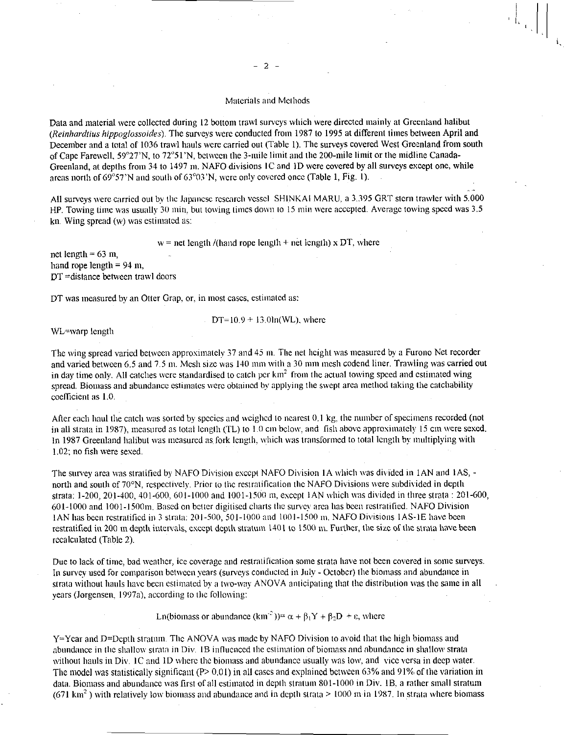## Materials and Methods

Data and material were collected during 12 bottom trawl surveys which were directed mainly at Greenland halibut (*Reinhardtius hippoglossoides*). The surveys were conducted from 1987 to 1995 at different times between April and December and a total of 1036 trawl hauls were carried out (Table 1). The surveys covered West Greenland from south of Cape Farewell, 59°27'N, to 72°51'N, between the 3-mile limit and the 200-mile limit or the midline Canada-Greenland, at depths from 34 to 1497 m. NAFO divisions 1C and 1D were covered by all surveys except one, while areas north of 69°57'N and south of 63°03'N, were only covered once (Table 1, Fig. 1).

All surveys were carried out by the Japanese research vessel SHINKAI MARU, a 3.395 GRT stern trawler with 5.000 HP. Towing time was usually 30 min, but towing times down to 15 min were accepted. Average towing speed was 3.5 kn. Wing spread (w) was estimated as:

$$w = \text{net length} / (\text{hand rope length} + \text{net length}) \times DT, \text{ where}$$

net length = 63 m,
hand rope length = 94 m,
DT = distance between trawl doors

DT was measured by an Otter Grap, or, in most cases, estimated as:

$$DT = 10.9 + 13.0\ln(WL), \text{ where}$$

WL=warp length

The wing spread varied between approximately 37 and 45 m. The net height was measured by a Furono Net recorder and varied between 6.5 and 7.5 m. Mesh size was 140 mm with a 30 mm mesh codend liner. Trawling was carried out in day time only. All catches were standardised to catch per $km^2$ from the actual towing speed and estimated wing spread. Biomass and abundance estimates were obtained by applying the swept area method taking the catchability coefficient as 1.0.

After each haul the catch was sorted by species and weighed to nearest 0.1 kg, the number of specimens recorded (not in all strata in 1987), measured as total length (TL) to 1.0 cm below, and fish above approximately 15 cm were sexed. In 1987 Greenland halibut was measured as fork length, which was transformed to total length by multiplying with 1.02; no fish were sexed.

The survey area was stratified by NAFO Division except NAFO Division 1A which was divided in 1AN and 1AS, - north and south of 70°N, respectively. Prior to the restratification the NAFO Divisions were subdivided in depth strata: 1-200, 201-400, 401-600, 601-1000 and 1001-1500 m, except 1AN which was divided in three strata : 201-600, 601-1000 and 1001-1500m. Based on better digitised charts the survey area has been restratified. NAFO Division 1AN has been restratified in 3 strata: 201-500, 501-1000 and 1001-1500 m. NAFO Divisions 1AS-1E have been restratified in 200 m depth intervals, except depth stratum 1401 to 1500 m. Further, the size of the strata have been recalculated (Table 2).

Due to lack of time, bad weather, ice coverage and restratification some strata have not been covered in some surveys. In survey used for comparison between years (surveys conducted in July - October) the biomass and abundance in strata without hauls have been estimated by a two-way ANOVA anticipating that the distribution was the same in all years (Jorgensen, 1997a), according to the following:

$$\text{Ln(biomass or abundance } (km^{-2})) = \alpha + \beta_1 Y + \beta_2 D + \varepsilon, \text{ where}$$

Y=Year and D=Depth stratum. The ANOVA was made by NAFO Division to avoid that the high biomass and abundance in the shallow strata in Div. 1B influenced the estimation of biomass and abundance in shallow strata without hauls in Div. 1C and 1D where the biomass and abundance usually was low, and vice versa in deep water. The model was statistically significant ($P > 0.01$) in all cases and explained between 63% and 91% of the variation in data. Biomass and abundance was first of all estimated in depth stratum 801-1000 in Div. 1B, a rather small stratum (671 $km^2$ ) with relatively low biomass and abundance and in depth strata > 1000 m in 1987. In strata where biomass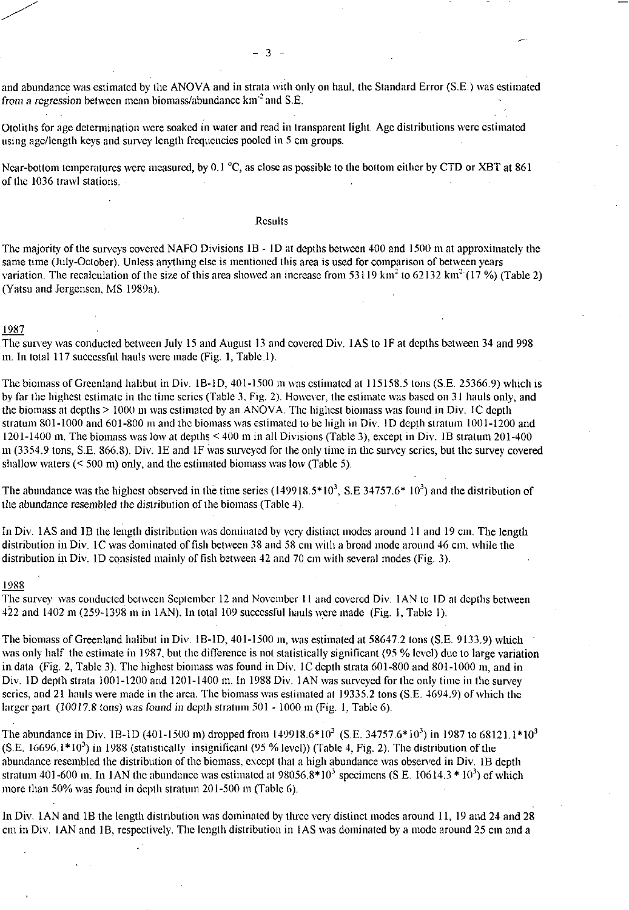and abundance was estimated by the ANOVA and in strata with only on haul, the Standard Error (S.E.) was estimated from a regression between mean biomass/abundance km$^{-2}$ and S.E.

Otoliths for age determination were soaked in water and read in transparent light. Age distributions were estimated using age/length keys and survey length frequencies pooled in 5 cm groups.

Near-bottom temperatures were measured, by 0.1 °C, as close as possible to the bottom either by CTD or XBT at 861 of the 1036 trawl stations.

## Results

The majority of the surveys covered NAFO Divisions 1B - 1D at depths between 400 and 1500 m at approximately the same time (July-October). Unless anything else is mentioned this area is used for comparison of between years variation. The recalculation of the size of this area showed an increase from 53119 km$^2$ to 62132 km$^2$ (17 %) (Table 2) (Yatsu and Jorgensen, MS 1989a).

### 1987

The survey was conducted between July 15 and August 13 and covered Div. 1AS to 1F at depths between 34 and 998 m. In total 117 successful hauls were made (Fig. 1, Table 1).

The biomass of Greenland halibut in Div. 1B-1D, 401-1500 m was estimated at 115158.5 tons (S.E. 25366.9) which is by far the highest estimate in the time series (Table 3, Fig. 2). However, the estimate was based on 31 hauls only, and the biomass at depths > 1000 m was estimated by an ANOVA. The highest biomass was found in Div. 1C depth stratum 801-1000 and 601-800 m and the biomass was estimated to be high in Div. 1D depth stratum 1001-1200 and 1201-1400 m. The biomass was low at depths < 400 m in all Divisions (Table 3), except in Div. 1B stratum 201-400 m (3354.9 tons, S.E. 866.8). Div. 1E and 1F was surveyed for the only time in the survey series, but the survey covered shallow waters (< 500 m) only, and the estimated biomass was low (Table 5).

The abundance was the highest observed in the time series (149918.5*10$^3$, S.E 34757.6* 10$^3$) and the distribution of the abundance resembled the distribution of the biomass (Table 4).

In Div. 1AS and 1B the length distribution was dominated by very distinct modes around 11 and 19 cm. The length distribution in Div. 1C was dominated of fish between 38 and 58 cm with a broad mode around 46 cm, while the distribution in Div. 1D consisted mainly of fish between 42 and 70 cm with several modes (Fig. 3).

### 1988

The survey was conducted between September 12 and November 11 and covered Div. 1AN to 1D at depths between 422 and 1402 m (259-1398 m in 1AN). In total 109 successful hauls were made (Fig. 1, Table 1).

The biomass of Greenland halibut in Div. 1B-1D, 401-1500 m, was estimated at 58647.2 tons (S.E. 9133.9) which was only half the estimate in 1987, but the difference is not statistically significant (95 % level) due to large variation in data (Fig. 2, Table 3). The highest biomass was found in Div. 1C depth strata 601-800 and 801-1000 m, and in Div. 1D depth strata 1001-1200 and 1201-1400 m. In 1988 Div. 1AN was surveyed for the only time in the survey series, and 21 hauls were made in the area. The biomass was estimated at 19335.2 tons (S.E. 4694.9) of which the larger part (10017.8 tons) was found in depth stratum 501 - 1000 m (Fig. 1, Table 6).

The abundance in Div. 1B-1D (401-1500 m) dropped from 149918.6*10$^3$ (S.E. 34757.6*10$^3$) in 1987 to 68121.1*10$^3$ (S.E. 16696.1*10$^3$) in 1988 (statistically insignificant (95 % level)) (Table 4, Fig. 2). The distribution of the abundance resembled the distribution of the biomass, except that a high abundance was observed in Div. 1B depth stratum 401-600 m. In 1AN the abundance was estimated at 98056.8*10$^3$ specimens (S.E. 10614.3 * 10$^3$) of which more than 50% was found in depth stratum 201-500 m (Table 6).

In Div. 1AN and 1B the length distribution was dominated by three very distinct modes around 11, 19 and 24 and 28 cm in Div. 1AN and 1B, respectively. The length distribution in 1AS was dominated by a mode around 25 cm and a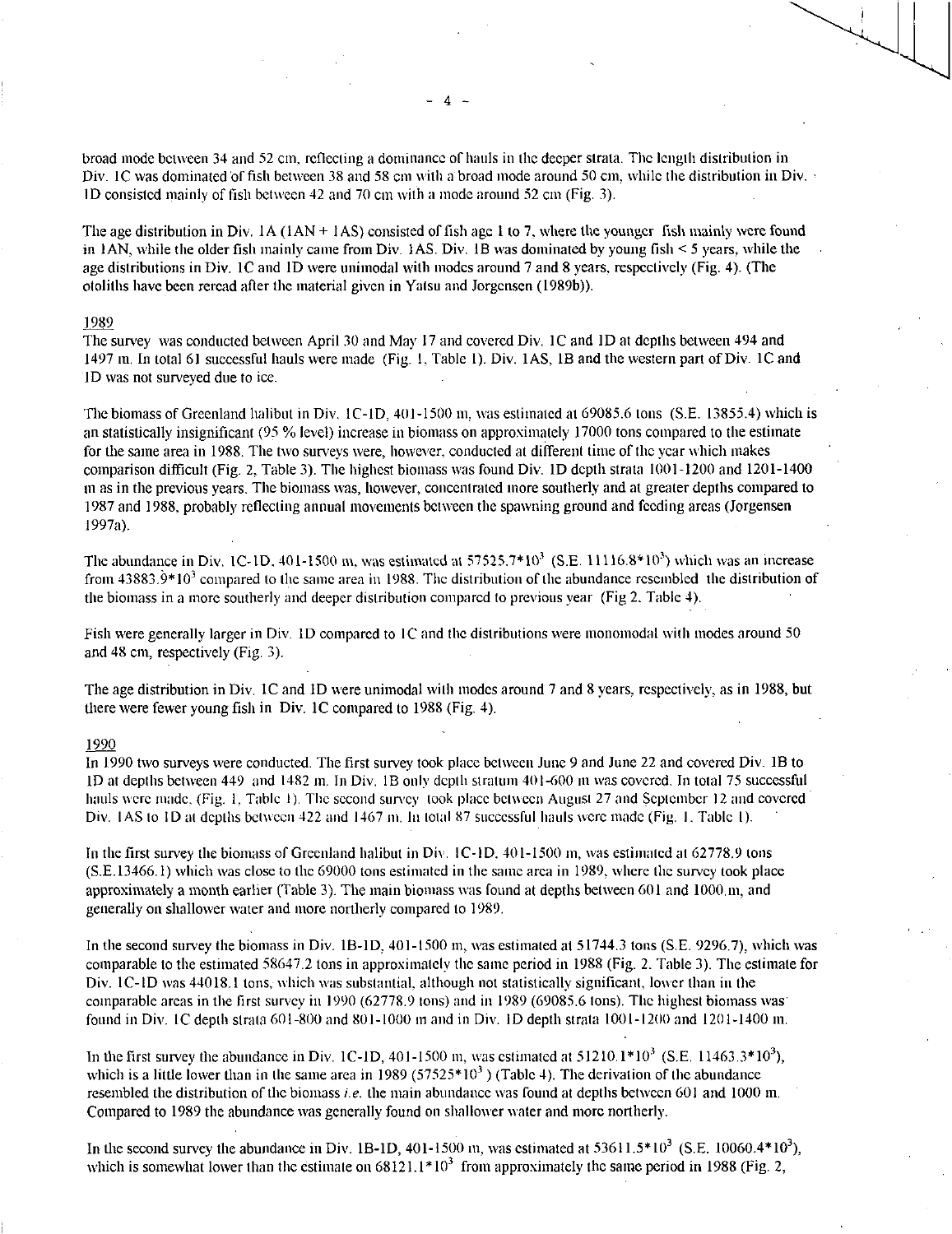broad mode between 34 and 52 cm, reflecting a dominance of hauls in the deeper strata. The length distribution in Div. 1C was dominated of fish between 38 and 58 cm with a broad mode around 50 cm, while the distribution in Div. 1D consisted mainly of fish between 42 and 70 cm with a mode around 52 cm (Fig. 3).

The age distribution in Div. 1A (1AN + 1AS) consisted of fish age 1 to 7, where the younger fish mainly were found in 1AN, while the older fish mainly came from Div. 1AS. Div. 1B was dominated by young fish < 5 years, while the age distributions in Div. 1C and 1D were unimodal with modes around 7 and 8 years, respectively (Fig. 4). (The otoliths have been reread after the material given in Yatsu and Jorgensen (1989b)).

## 1989

The survey was conducted between April 30 and May 17 and covered Div. 1C and 1D at depths between 494 and 1497 m. In total 61 successful hauls were made (Fig. 1, Table 1). Div. 1AS, 1B and the western part of Div. 1C and 1D was not surveyed due to ice.

The biomass of Greenland halibut in Div. 1C-1D, 401-1500 m, was estimated at 69085.6 tons (S.E. 13855.4) which is an statistically insignificant (95 % level) increase in biomass on approximately 17000 tons compared to the estimate for the same area in 1988. The two surveys were, however, conducted at different time of the year which makes comparison difficult (Fig. 2, Table 3). The highest biomass was found Div. 1D depth strata 1001-1200 and 1201-1400 m as in the previous years. The biomass was, however, concentrated more southerly and at greater depths compared to 1987 and 1988, probably reflecting annual movements between the spawning ground and feeding areas (Jorgensen 1997a).

The abundance in Div. 1C-1D, 401-1500 m, was estimated at $57525.7*10^3$ (S.E. $11116.8*10^3$) which was an increase from $43883.9*10^3$ compared to the same area in 1988. The distribution of the abundance resembled the distribution of the biomass in a more southerly and deeper distribution compared to previous year (Fig 2, Table 4).

Fish were generally larger in Div. 1D compared to 1C and the distributions were monomodal with modes around 50 and 48 cm, respectively (Fig. 3).

The age distribution in Div. 1C and 1D were unimodal with modes around 7 and 8 years, respectively, as in 1988, but there were fewer young fish in Div. 1C compared to 1988 (Fig. 4).

## 1990

In 1990 two surveys were conducted. The first survey took place between June 9 and June 22 and covered Div. 1B to 1D at depths between 449 and 1482 m. In Div. 1B only depth stratum 401-600 m was covered. In total 75 successful hauls were made. (Fig. 1, Table 1). The second survey took place between August 27 and September 12 and covered Div. 1AS to 1D at depths between 422 and 1467 m. In total 87 successful hauls were made (Fig. 1, Table 1).

In the first survey the biomass of Greenland halibut in Div. 1C-1D, 401-1500 m, was estimated at 62778.9 tons (S.E.13466.1) which was close to the 69000 tons estimated in the same area in 1989, where the survey took place approximately a month earlier (Table 3). The main biomass was found at depths between 601 and 1000 m, and generally on shallower water and more northerly compared to 1989.

In the second survey the biomass in Div. 1B-1D, 401-1500 m, was estimated at 51744.3 tons (S.E. 9296.7), which was comparable to the estimated 58647.2 tons in approximately the same period in 1988 (Fig. 2, Table 3). The estimate for Div. 1C-1D was 44018.1 tons, which was substantial, although not statistically significant, lower than in the comparable areas in the first survey in 1990 (62778.9 tons) and in 1989 (69085.6 tons). The highest biomass was found in Div. 1C depth strata 601-800 and 801-1000 m and in Div. 1D depth strata 1001-1200 and 1201-1400 m.

In the first survey the abundance in Div. 1C-1D, 401-1500 m, was estimated at $51210.1*10^3$ (S.E. $11463.3*10^3$), which is a little lower than in the same area in 1989 ($57525*10^3$) (Table 4). The derivation of the abundance resembled the distribution of the biomass *i.e.* the main abundance was found at depths between 601 and 1000 m. Compared to 1989 the abundance was generally found on shallower water and more northerly.

In the second survey the abundance in Div. 1B-1D, 401-1500 m, was estimated at $53611.5*10^3$ (S.E. $10060.4*10^3$), which is somewhat lower than the estimate on $68121.1*10^3$ from approximately the same period in 1988 (Fig. 2,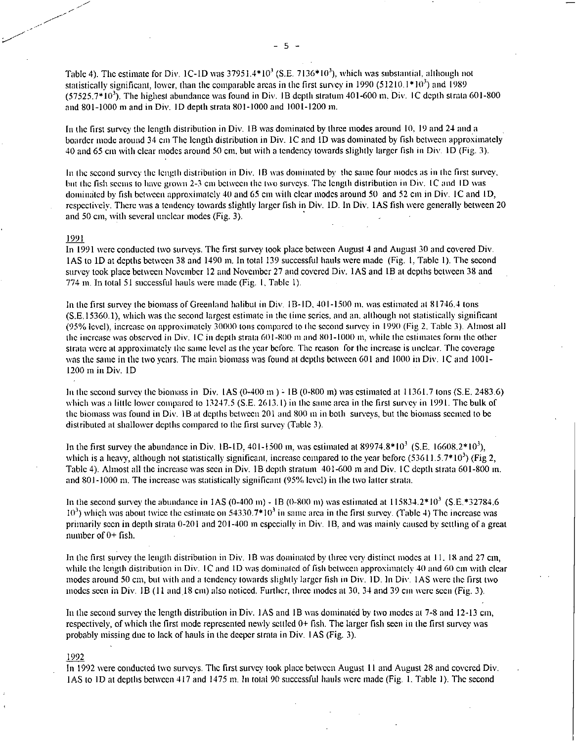Table 4). The estimate for Div. 1C-1D was $37951.4*10^3$ (S.E. $7136*10^3$), which was substantial, although not statistically significant, lower, than the comparable areas in the first survey in 1990 ($51210.1*10^3$) and 1989 ($57525.7*10^3$). The highest abundance was found in Div. 1B depth stratum 401-600 m, Div. 1C depth strata 601-800 and 801-1000 m and in Div. 1D depth strata 801-1000 and 1001-1200 m.

In the first survey the length distribution in Div. 1B was dominated by three modes around 10, 19 and 24 and a boarder mode around 34 cm The length distribution in Div. 1C and 1D was dominated by fish between approximately 40 and 65 cm with clear modes around 50 cm, but with a tendency towards slightly larger fish in Div. 1D (Fig. 3).

In the second survey the length distribution in Div. 1B was dominated by the same four modes as in the first survey, but the fish seems to have grown 2-3 cm between the two surveys. The length distribution in Div. 1C and 1D was dominated by fish between approximately 40 and 65 cm with clear modes around 50 and 52 cm in Div. 1C and 1D, respectively. There was a tendency towards slightly larger fish in Div. 1D. In Div. 1AS fish were generally between 20 and 50 cm, with several unclear modes (Fig. 3).

## 1991

In 1991 were conducted two surveys. The first survey took place between August 4 and August 30 and covered Div. 1AS to 1D at depths between 38 and 1490 m. In total 139 successful hauls were made (Fig. 1, Table 1). The second survey took place between November 12 and November 27 and covered Div. 1AS and 1B at depths between 38 and 774 m. In total 51 successful hauls were made (Fig. 1, Table 1).

In the first survey the biomass of Greenland halibut in Div. 1B-1D, 401-1500 m. was estimated at 81746.4 tons (S.E.15360.1), which was the second largest estimate in the time series, and an, although not statistically significant (95% level), increase on approximately 30000 tons compared to the second survey in 1990 (Fig 2, Table 3). Almost all the increase was observed in Div. 1C in depth strata 601-800 m and 801-1000 m, while the estimates form the other strata were at approximately the same level as the year before. The reason for the increase is unclear. The coverage was the same in the two years. The main biomass was found at depths between 601 and 1000 in Div. 1C and 1001-1200 m in Div. 1D

In the second survey the biomass in Div. 1AS (0-400 m ) - 1B (0-800 m) was estimated at 11361.7 tons (S.E. 2483.6) which was a little lower compared to 13247.5 (S.E. 2613.1) in the same area in the first survey in 1991. The bulk of the biomass was found in Div. 1B at depths between 201 and 800 m in both surveys, but the biomass seemed to be distributed at shallower depths compared to the first survey (Table 3).

In the first survey the abundance in Div. 1B-1D, 401-1500 m, was estimated at $89974.8*10^3$ (S.E. $16608.2*10^3$), which is a heavy, although not statistically significant, increase compared to the year before ($53611.5.7*10^3$) (Fig 2, Table 4). Almost all the increase was seen in Div. 1B depth stratum 401-600 m and Div. 1C depth strata 601-800 m. and 801-1000 m. The increase was statistically significant (95% level) in the two latter strata.

In the second survey the abundance in 1AS (0-400 m) - 1B (0-800 m) was estimated at $115834.2*10^3$ (S.E.*32784.6 $10^3$) which was about twice the estimate on $54330.7*10^3$ in same area in the first survey. (Table 4) The increase was primarily seen in depth strata 0-201 and 201-400 m especially in Div. 1B, and was mainly caused by settling of a great number of 0+ fish.

In the first survey the length distribution in Div. 1B was dominated by three very distinct modes at 11, 18 and 27 cm, while the length distribution in Div. 1C and 1D was dominated of fish between approximately 40 and 60 cm with clear modes around 50 cm, but with and a tendency towards slightly larger fish in Div. 1D. In Div. 1AS were the first two modes seen in Div. 1B (11 and 18 cm) also noticed. Further, three modes at 30, 34 and 39 cm were seen (Fig. 3).

In the second survey the length distribution in Div. 1AS and 1B was dominated by two modes at 7-8 and 12-13 cm, respectively, of which the first mode represented newly settled 0+ fish. The larger fish seen in the first survey was probably missing due to lack of hauls in the deeper strata in Div. 1AS (Fig. 3).

## 1992

In 1992 were conducted two surveys. The first survey took place between August 11 and August 28 and covered Div. 1AS to 1D at depths between 417 and 1475 m. In total 90 successful hauls were made (Fig. 1, Table 1). The second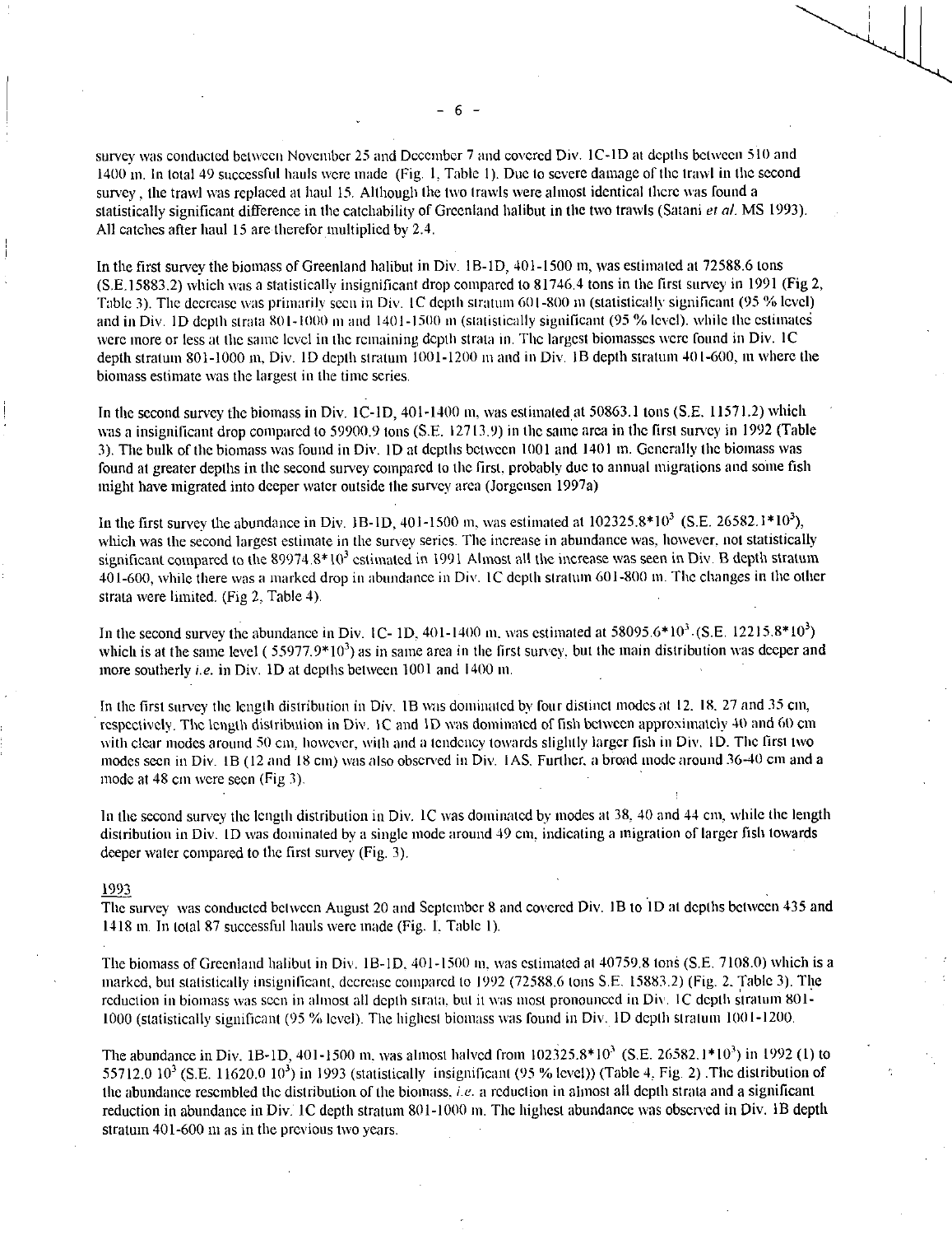survey was conducted between November 25 and December 7 and covered Div. 1C-1D at depths between 510 and 1400 m. In total 49 successful hauls were made (Fig. 1, Table 1). Due to severe damage of the trawl in the second survey, the trawl was replaced at haul 15. Although the two trawls were almost identical there was found a statistically significant difference in the catchability of Greenland halibut in the two trawls (Satani *et al.* MS 1993). All catches after haul 15 are therefor multiplied by 2.4.

In the first survey the biomass of Greenland halibut in Div. 1B-1D, 401-1500 m, was estimated at 72588.6 tons (S.E.15883.2) which was a statistically insignificant drop compared to 81746.4 tons in the first survey in 1991 (Fig 2, Table 3). The decrease was primarily seen in Div. 1C depth stratum 601-800 m (statistically significant (95 % level) and in Div. 1D depth strata 801-1000 m and 1401-1500 m (statistically significant (95 % level). while the estimates were more or less at the same level in the remaining depth strata in. The largest biomasses were found in Div. 1C depth stratum 801-1000 m, Div. 1D depth stratum 1001-1200 m and in Div. 1B depth stratum 401-600, m where the biomass estimate was the largest in the time series.

In the second survey the biomass in Div. 1C-1D, 401-1400 m, was estimated at 50863.1 tons (S.E. 11571.2) which was a insignificant drop compared to 59900.9 tons (S.E. 12713.9) in the same area in the first survey in 1992 (Table 3). The bulk of the biomass was found in Div. 1D at depths between 1001 and 1401 m. Generally the biomass was found at greater depths in the second survey compared to the first, probably due to annual migrations and some fish might have migrated into deeper water outside the survey area (Jorgensen 1997a)

In the first survey the abundance in Div. 1B-1D, 401-1500 m, was estimated at $102325.8*10^3$ (S.E. $26582.1*10^3$), which was the second largest estimate in the survey series. The increase in abundance was, however, not statistically significant compared to the $89974.8*10^3$ estimated in 1991 Almost all the increase was seen in Div. B depth stratum 401-600, while there was a marked drop in abundance in Div. 1C depth stratum 601-800 m. The changes in the other strata were limited. (Fig 2, Table 4).

In the second survey the abundance in Div. 1C- 1D, 401-1400 m, was estimated at $58095.6*10^3$ (S.E. $12215.8*10^3$) which is at the same level ( $55977.9*10^3$) as in same area in the first survey, but the main distribution was deeper and more southerly *i.e.* in Div. 1D at depths between 1001 and 1400 m.

In the first survey the length distribution in Div. 1B was dominated by four distinct modes at 12, 18, 27 and 35 cm, respectively. The length distribution in Div. 1C and 1D was dominated of fish between approximately 40 and 60 cm with clear modes around 50 cm, however, with and a tendency towards slightly larger fish in Div. 1D. The first two modes seen in Div. 1B (12 and 18 cm) was also observed in Div. 1AS. Further, a broad mode around 36-40 cm and a mode at 48 cm were seen (Fig 3).

In the second survey the length distribution in Div. 1C was dominated by modes at 38, 40 and 44 cm, while the length distribution in Div. 1D was dominated by a single mode around 49 cm, indicating a migration of larger fish towards deeper water compared to the first survey (Fig. 3).

## 1993

The survey was conducted between August 20 and September 8 and covered Div. 1B to 1D at depths between 435 and 1418 m. In total 87 successful hauls were made (Fig. 1, Table 1).

The biomass of Greenland halibut in Div. 1B-1D, 401-1500 m, was estimated at 40759.8 tons (S.E. 7108.0) which is a marked, but statistically insignificant, decrease compared to 1992 (72588.6 tons S.E. 15883.2) (Fig. 2, Table 3). The reduction in biomass was seen in almost all depth strata, but it was most pronounced in Div. 1C depth stratum 801-1000 (statistically significant (95 % level). The highest biomass was found in Div. 1D depth stratum 1001-1200.

The abundance in Div. 1B-1D, 401-1500 m, was almost halved from $102325.8*10^3$ (S.E. $26582.1*10^3$) in 1992 (1) to $55712.0\ 10^3$ (S.E. $11620.0\ 10^3$) in 1993 (statistically insignificant (95 % level)) (Table 4, Fig. 2) .The distribution of the abundance resembled the distribution of the biomass, *i.e.* a reduction in almost all depth strata and a significant reduction in abundance in Div. 1C depth stratum 801-1000 m. The highest abundance was observed in Div. 1B depth stratum 401-600 m as in the previous two years.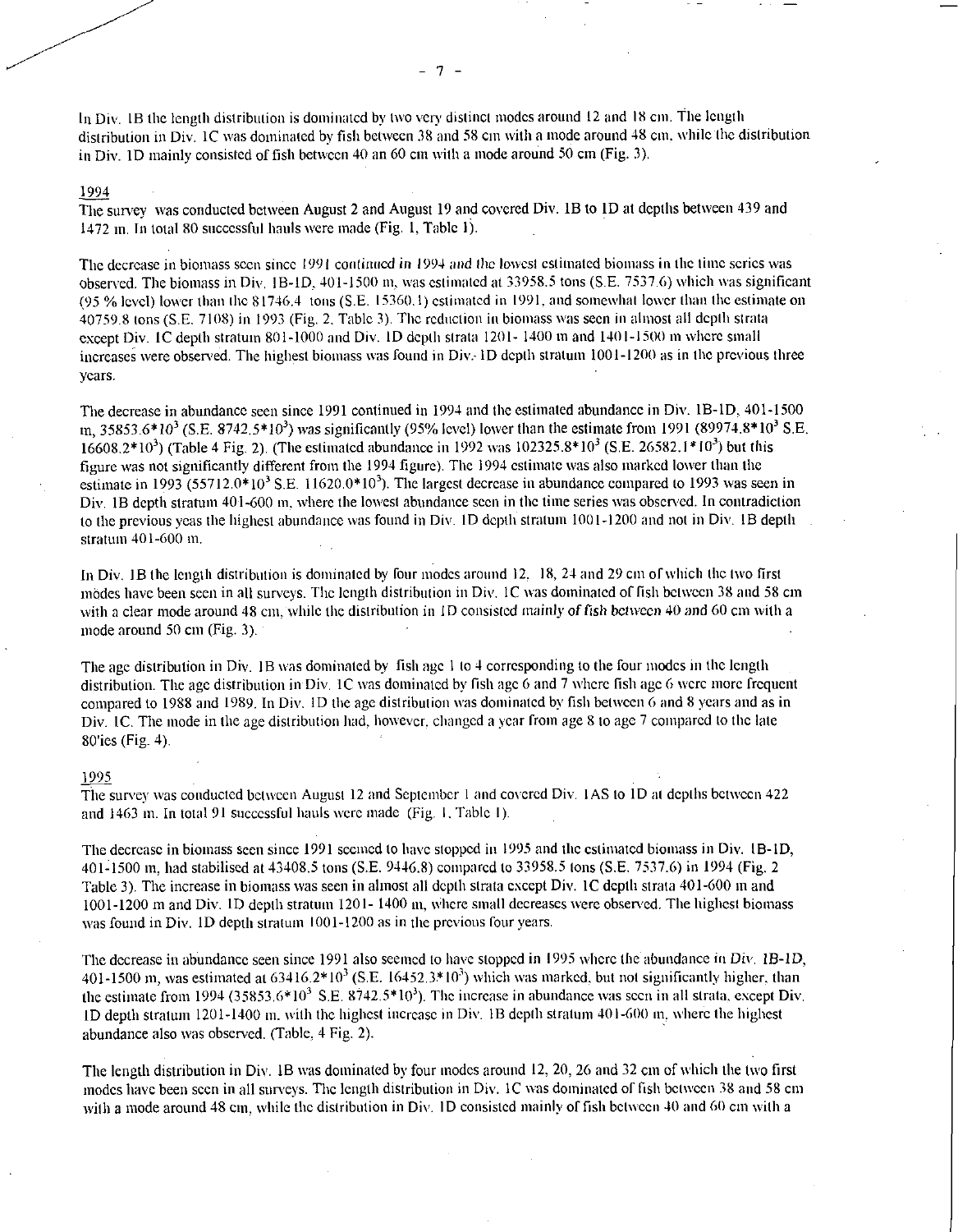In Div. 1B the length distribution is dominated by two very distinct modes around 12 and 18 cm. The length distribution in Div. 1C was dominated by fish between 38 and 58 cm with a mode around 48 cm, while the distribution in Div. 1D mainly consisted of fish between 40 an 60 cm with a mode around 50 cm (Fig. 3).

1994

The survey was conducted between August 2 and August 19 and covered Div. 1B to 1D at depths between 439 and 1472 m. In total 80 successful hauls were made (Fig. 1, Table 1).

The decrease in biomass seen since 1991 continued in 1994 and the lowest estimated biomass in the time series was observed. The biomass in Div. 1B-1D, 401-1500 m, was estimated at 33958.5 tons (S.E. 7537.6) which was significant (95 % level) lower than the 81746.4 tons (S.E. 15360.1) estimated in 1991, and somewhat lower than the estimate on 40759.8 tons (S.E. 7108) in 1993 (Fig. 2, Table 3). The reduction in biomass was seen in almost all depth strata except Div. 1C depth stratum 801-1000 and Div. 1D depth strata 1201- 1400 m and 1401-1500 m where small increases were observed. The highest biomass was found in Div. 1D depth stratum 1001-1200 as in the previous three years.

The decrease in abundance seen since 1991 continued in 1994 and the estimated abundance in Div. 1B-1D, 401-1500 m, $35853.6*10^3$ (S.E. $8742.5*10^3$) was significantly (95% level) lower than the estimate from 1991 ($89974.8*10^3$ S.E. $16608.2*10^3$) (Table 4 Fig. 2). (The estimated abundance in 1992 was $102325.8*10^3$ (S.E. $26582.1*10^3$) but this figure was not significantly different from the 1994 figure). The 1994 estimate was also marked lower than the estimate in 1993 ($55712.0*10^3$ S.E. $11620.0*10^3$). The largest decrease in abundance compared to 1993 was seen in Div. 1B depth stratum 401-600 m, where the lowest abundance seen in the time series was observed. In contradiction to the previous yeas the highest abundance was found in Div. 1D depth stratum 1001-1200 and not in Div. 1B depth stratum 401-600 m.

In Div. 1B the length distribution is dominated by four modes around 12, 18, 24 and 29 cm of which the two first modes have been seen in all surveys. The length distribution in Div. 1C was dominated of fish between 38 and 58 cm with a clear mode around 48 cm, while the distribution in 1D consisted mainly of fish between 40 and 60 cm with a mode around 50 cm (Fig. 3).

The age distribution in Div. 1B was dominated by fish age 1 to 4 corresponding to the four modes in the length distribution. The age distribution in Div. 1C was dominated by fish age 6 and 7 where fish age 6 were more frequent compared to 1988 and 1989. In Div. 1D the age distribution was dominated by fish between 6 and 8 years and as in Div. 1C. The mode in the age distribution had, however, changed a year from age 8 to age 7 compared to the late 80'ies (Fig. 4).

1995

The survey was conducted between August 12 and September 1 and covered Div. 1AS to 1D at depths between 422 and 1463 m. In total 91 successful hauls were made (Fig. 1, Table 1).

The decrease in biomass seen since 1991 seemed to have stopped in 1995 and the estimated biomass in Div. 1B-1D, 401-1500 m, had stabilised at 43408.5 tons (S.E. 9446.8) compared to 33958.5 tons (S.E. 7537.6) in 1994 (Fig. 2 Table 3). The increase in biomass was seen in almost all depth strata except Div. 1C depth strata 401-600 m and 1001-1200 m and Div. 1D depth stratum 1201- 1400 m, where small decreases were observed. The highest biomass was found in Div. 1D depth stratum 1001-1200 as in the previous four years.

The decrease in abundance seen since 1991 also seemed to have stopped in 1995 where the abundance in Div. 1B-1D, 401-1500 m, was estimated at $63416.2*10^3$ (S.E. $16452.3*10^3$) which was marked, but not significantly higher, than the estimate from 1994 ($35853.6*10^3$ S.E. $8742.5*10^3$). The increase in abundance was seen in all strata, except Div. 1D depth stratum 1201-1400 m, with the highest increase in Div. 1B depth stratum 401-600 m, where the highest abundance also was observed. (Table, 4 Fig. 2).

The length distribution in Div. 1B was dominated by four modes around 12, 20, 26 and 32 cm of which the two first modes have been seen in all surveys. The length distribution in Div. 1C was dominated of fish between 38 and 58 cm with a mode around 48 cm, while the distribution in Div. 1D consisted mainly of fish between 40 and 60 cm with a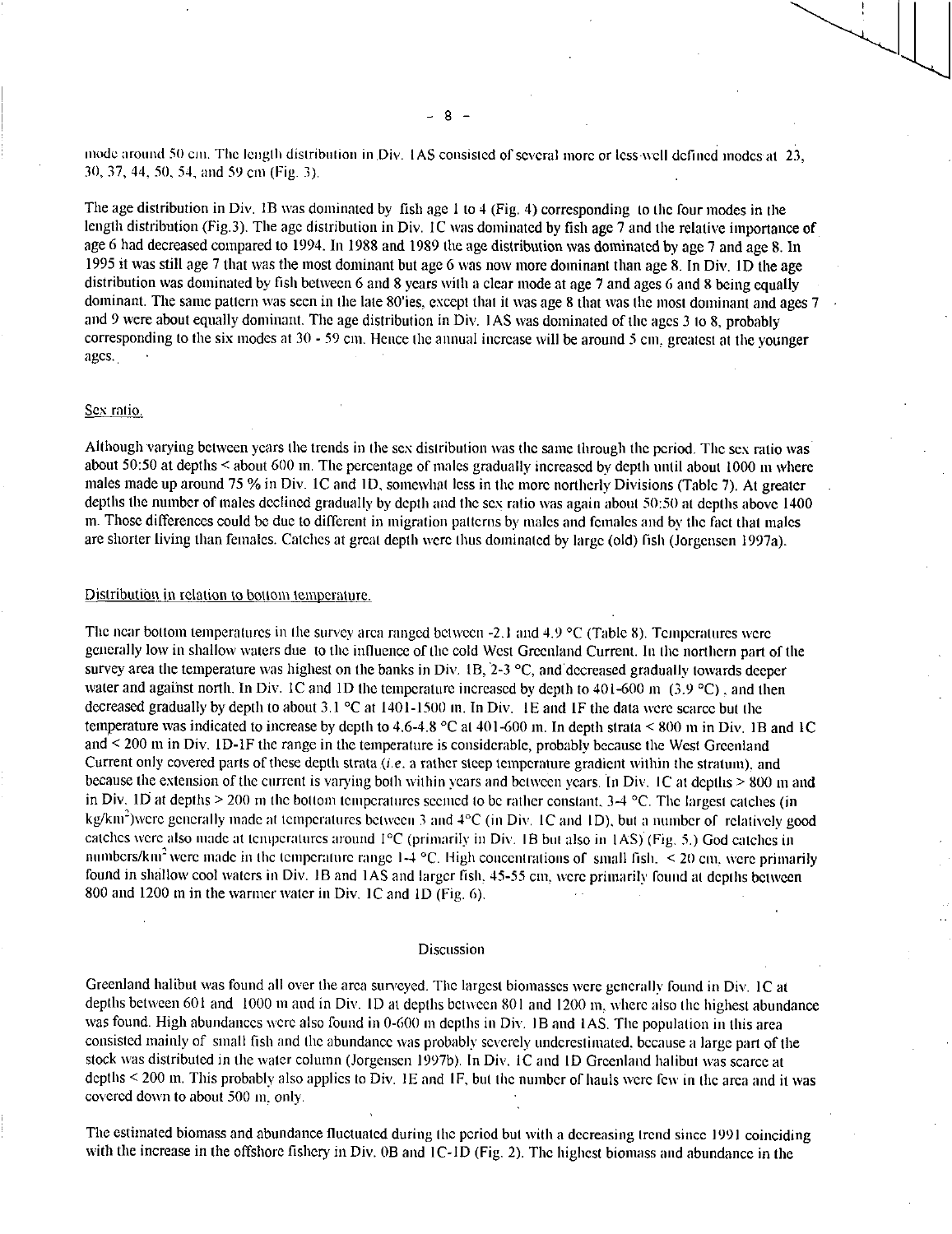mode around 50 cm. The length distribution in Div. 1AS consisted of several more or less well defined modes at 23, 30, 37, 44, 50, 54, and 59 cm (Fig. 3).

The age distribution in Div. 1B was dominated by fish age 1 to 4 (Fig. 4) corresponding to the four modes in the length distribution (Fig.3). The age distribution in Div. 1C was dominated by fish age 7 and the relative importance of age 6 had decreased compared to 1994. In 1988 and 1989 the age distribution was dominated by age 7 and age 8. In 1995 it was still age 7 that was the most dominant but age 6 was now more dominant than age 8. In Div. 1D the age distribution was dominated by fish between 6 and 8 years with a clear mode at age 7 and ages 6 and 8 being equally dominant. The same pattern was seen in the late 80'ies, except that it was age 8 that was the most dominant and ages 7 and 9 were about equally dominant. The age distribution in Div. 1AS was dominated of the ages 3 to 8, probably corresponding to the six modes at 30 - 59 cm. Hence the annual increase will be around 5 cm, greatest at the younger ages.

Sex ratio.

Although varying between years the trends in the sex distribution was the same through the period. The sex ratio was about 50:50 at depths < about 600 m. The percentage of males gradually increased by depth until about 1000 m where males made up around 75 % in Div. 1C and 1D, somewhat less in the more northerly Divisions (Table 7). At greater depths the number of males declined gradually by depth and the sex ratio was again about 50:50 at depths above 1400 m. Those differences could be due to different in migration patterns by males and females and by the fact that males are shorter living than females. Catches at great depth were thus dominated by large (old) fish (Jorgensen 1997a).

Distribution in relation to bottom temperature.

The near bottom temperatures in the survey area ranged between -2.1 and 4.9 °C (Table 8). Temperatures were generally low in shallow waters due to the influence of the cold West Greenland Current. In the northern part of the survey area the temperature was highest on the banks in Div. 1B, 2-3 °C, and decreased gradually towards deeper water and against north. In Div. 1C and 1D the temperature increased by depth to 401-600 m (3.9 °C), and then decreased gradually by depth to about 3.1 °C at 1401-1500 m. In Div. 1E and 1F the data were scarce but the temperature was indicated to increase by depth to 4.6-4.8 °C at 401-600 m. In depth strata < 800 m in Div. 1B and 1C and < 200 m in Div. 1D-1F the range in the temperature is considerable, probably because the West Greenland Current only covered parts of these depth strata (*i.e.* a rather steep temperature gradient within the stratum), and because the extension of the current is varying both within years and between years. In Div. 1C at depths > 800 m and in Div. 1D at depths > 200 m the bottom temperatures seemed to be rather constant, 3-4 °C. The largest catches (in kg/km$^2$)were generally made at temperatures between 3 and 4°C (in Div. 1C and 1D), but a number of relatively good catches were also made at temperatures around 1°C (primarily in Div. 1B but also in 1AS) (Fig. 5.) God catches in numbers/km$^2$ were made in the temperature range 1-4 °C. High concentrations of small fish, < 20 cm, were primarily found in shallow cool waters in Div. 1B and 1AS and larger fish, 45-55 cm, were primarily found at depths between 800 and 1200 m in the warmer water in Div. 1C and 1D (Fig. 6).

## Discussion

Greenland halibut was found all over the area surveyed. The largest biomasses were generally found in Div. 1C at depths between 601 and 1000 m and in Div. 1D at depths between 801 and 1200 m, where also the highest abundance was found. High abundances were also found in 0-600 m depths in Div. 1B and 1AS. The population in this area consisted mainly of small fish and the abundance was probably severely underestimated, because a large part of the stock was distributed in the water column (Jorgensen 1997b). In Div. 1C and 1D Greenland halibut was scarce at depths < 200 m. This probably also applies to Div. 1E and 1F, but the number of hauls were few in the area and it was covered down to about 500 m, only.

The estimated biomass and abundance fluctuated during the period but with a decreasing trend since 1991 coinciding with the increase in the offshore fishery in Div. 0B and 1C-1D (Fig. 2). The highest biomass and abundance in the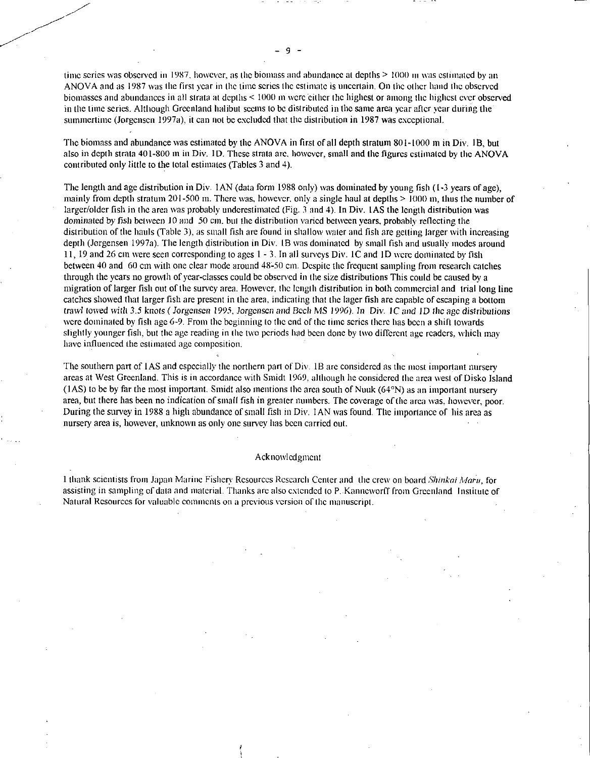time series was observed in 1987, however, as the biomass and abundance at depths > 1000 m was estimated by an ANOVA and as 1987 was the first year in the time series the estimate is uncertain. On the other hand the observed biomasses and abundances in all strata at depths < 1000 m were either the highest or among the highest ever observed in the time series. Although Greenland halibut seems to be distributed in the same area year after year during the summertime (Jorgensen 1997a), it can not be excluded that the distribution in 1987 was exceptional.

The biomass and abundance was estimated by the ANOVA in first of all depth stratum 801-1000 m in Div. 1B, but also in depth strata 401-800 m in Div. 1D. These strata are, however, small and the figures estimated by the ANOVA contributed only little to the total estimates (Tables 3 and 4).

The length and age distribution in Div. 1AN (data form 1988 only) was dominated by young fish (1-3 years of age), mainly from depth stratum 201-500 m. There was, however, only a single haul at depths > 1000 m, thus the number of larger/older fish in the area was probably underestimated (Fig. 3 and 4). In Div. 1AS the length distribution was dominated by fish between 10 and 50 cm, but the distribution varied between years, probably reflecting the distribution of the hauls (Table 3), as small fish are found in shallow water and fish are getting larger with increasing depth (Jorgensen 1997a). The length distribution in Div. 1B was dominated by small fish and usually modes around 11, 19 and 26 cm were seen corresponding to ages 1 - 3. In all surveys Div. 1C and 1D were dominated by fish between 40 and 60 cm with one clear mode around 48-50 cm. Despite the frequent sampling from research catches through the years no growth of year-classes could be observed in the size distributions This could be caused by a migration of larger fish out of the survey area. However, the length distribution in both commercial and trial long line catches showed that larger fish are present in the area, indicating that the lager fish are capable of escaping a bottom trawl towed with 3.5 knots ( Jorgensen 1995, Jorgensen and Bech MS 1996). In Div. 1C and 1D the age distributions were dominated by fish age 6-9. From the beginning to the end of the time series there has been a shift towards slightly younger fish, but the age reading in the two periods had been done by two different age readers, which may have influenced the estimated age composition.

The southern part of 1AS and especially the northern part of Div. 1B are considered as the most important nursery areas at West Greenland. This is in accordance with Smidt 1969, although he considered the area west of Disko Island (1AS) to be by far the most important. Smidt also mentions the area south of Nuuk (64°N) as an important nursery area, but there has been no indication of small fish in greater numbers. The coverage of the area was, however, poor. During the survey in 1988 a high abundance of small fish in Div. 1AN was found. The importance of his area as nursery area is, however, unknown as only one survey has been carried out.

## Acknowledgment

I thank scientists from Japan Marine Fishery Resources Research Center and the crew on board *Shinkai Maru*, for assisting in sampling of data and material. Thanks are also extended to P. Kanneworff from Greenland Institute of Natural Resources for valuable comments on a previous version of the manuscript.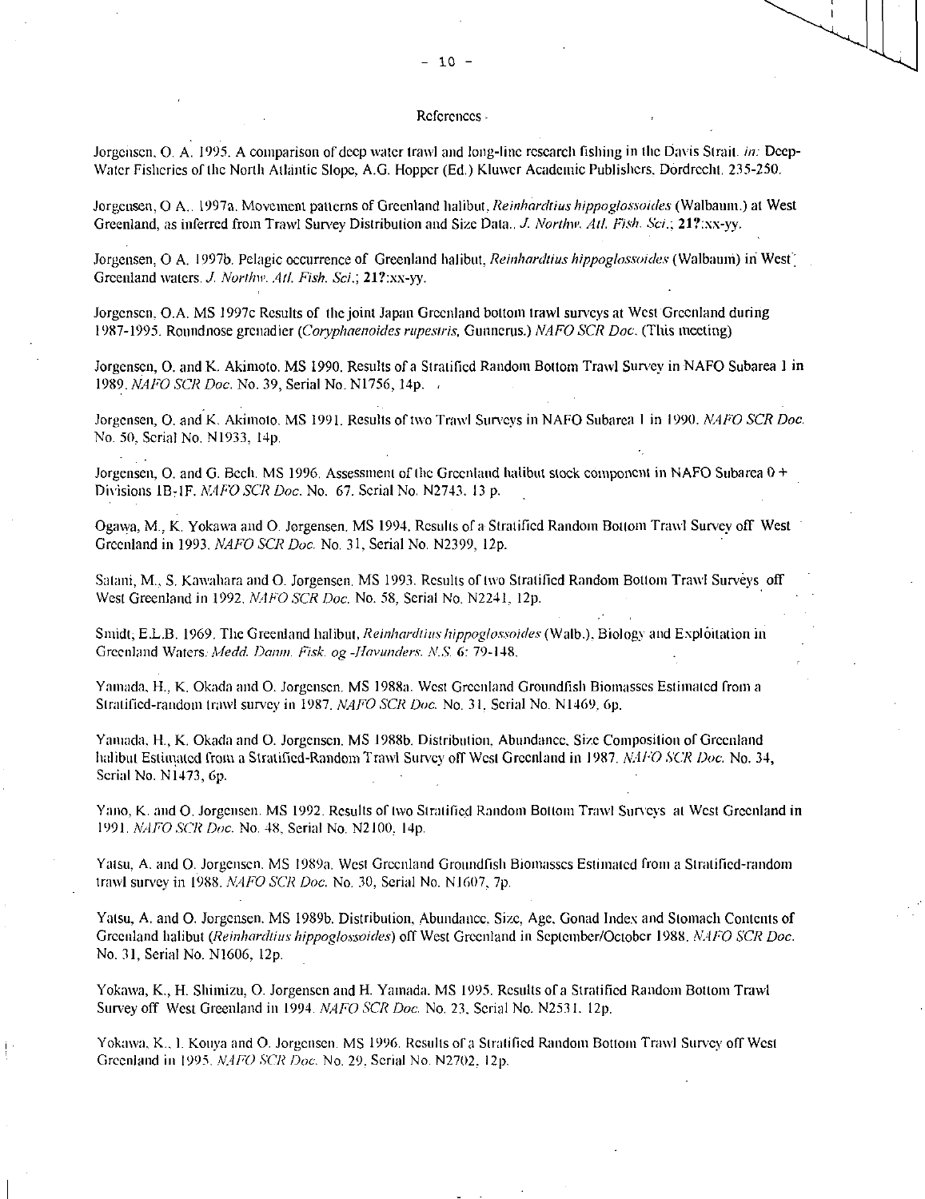# References

Jorgensen, O. A. 1995. A comparison of deep water trawl and long-line research fishing in the Davis Strait. *in:* Deep-Water Fisheries of the North Atlantic Slope, A.G. Hopper (Ed.) Kluwer Academic Publishers, Dordrecht. 235-250.

Jorgensen, O A.. 1997a. Movement patterns of Greenland halibut, *Reinhardtius hippoglossoides* (Walbaum.) at West Greenland, as inferred from Trawl Survey Distribution and Size Data.. *J. Northw. Atl. Fish. Sci.*; **21?**:xx-yy.

Jorgensen, O A. 1997b. Pelagic occurrence of Greenland halibut, *Reinhardtius hippoglossoides* (Walbaum) in West Greenland waters. *J. Northw. Atl. Fish. Sci.*; **21?**:xx-yy.

Jorgensen, O.A. MS 1997c Results of the joint Japan Greenland bottom trawl surveys at West Greenland during 1987-1995. Roundnose grenadier (*Coryphaenoides rupestris*, Gunnerus.) *NAFO SCR Doc.* (This meeting)

Jorgensen, O. and K. Akimoto. MS 1990. Results of a Stratified Random Bottom Trawl Survey in NAFO Subarea 1 in 1989. *NAFO SCR Doc.* No. 39, Serial No. N1756, 14p.

Jorgensen, O. and K. Akimoto. MS 1991. Results of two Trawl Surveys in NAFO Subarea 1 in 1990. *NAFO SCR Doc.* No. 50, Serial No. N1933, 14p.

Jorgensen, O. and G. Bech. MS 1996. Assessment of the Greenland halibut stock component in NAFO Subarea 0 + Divisions 1B-1F. *NAFO SCR Doc.* No. 67. Serial No. N2743. 13 p.

Ogawa, M., K. Yokawa and O. Jorgensen. MS 1994. Results of a Stratified Random Bottom Trawl Survey off West Greenland in 1993. *NAFO SCR Doc.* No. 31, Serial No. N2399, 12p.

Satani, M., S. Kawahara and O. Jorgensen. MS 1993. Results of two Stratified Random Bottom Trawl Surveys off West Greenland in 1992. *NAFO SCR Doc.* No. 58, Serial No. N2241, 12p.

Smidt, E.L.B. 1969. The Greenland halibut, *Reinhardtius hippoglossoides* (Walb.), Biology and Exploitation in Greenland Waters. *Medd. Danm. Fisk. og -Havunders. N.S.* 6: 79-148.

Yamada, H., K. Okada and O. Jorgensen. MS 1988a. West Greenland Groundfish Biomasses Estimated from a Stratified-random trawl survey in 1987. *NAFO SCR Doc.* No. 31. Serial No. N1469. 6p.

Yamada, H., K. Okada and O. Jorgensen. MS 1988b. Distribution, Abundance, Size Composition of Greenland halibut Estimated from a Stratified-Random Trawl Survey off West Greenland in 1987. *NAFO SCR Doc.* No. 34, Serial No. N1473, 6p.

Yano, K. and O. Jorgensen. MS 1992. Results of two Stratified Random Bottom Trawl Surveys at West Greenland in 1991. *NAFO SCR Doc.* No. 48, Serial No. N2100, 14p.

Yatsu, A. and O. Jorgensen. MS 1989a. West Greenland Groundfish Biomasses Estimated from a Stratified-random trawl survey in 1988. *NAFO SCR Doc.* No. 30, Serial No. N1607, 7p.

Yatsu, A. and O. Jorgensen. MS 1989b. Distribution, Abundance, Size, Age, Gonad Index and Stomach Contents of Greenland halibut (*Reinhardtius hippoglossoides*) off West Greenland in September/October 1988. *NAFO SCR Doc.* No. 31, Serial No. N1606, 12p.

Yokawa, K., H. Shimizu, O. Jorgensen and H. Yamada. MS 1995. Results of a Stratified Random Bottom Trawl Survey off West Greenland in 1994. *NAFO SCR Doc.* No. 23, Serial No. N2531. 12p.

Yokawa, K., I. Kouya and O. Jorgensen. MS 1996. Results of a Stratified Random Bottom Trawl Survey off West Greenland in 1995. *NAFO SCR Doc.* No. 29, Serial No. N2702, 12p.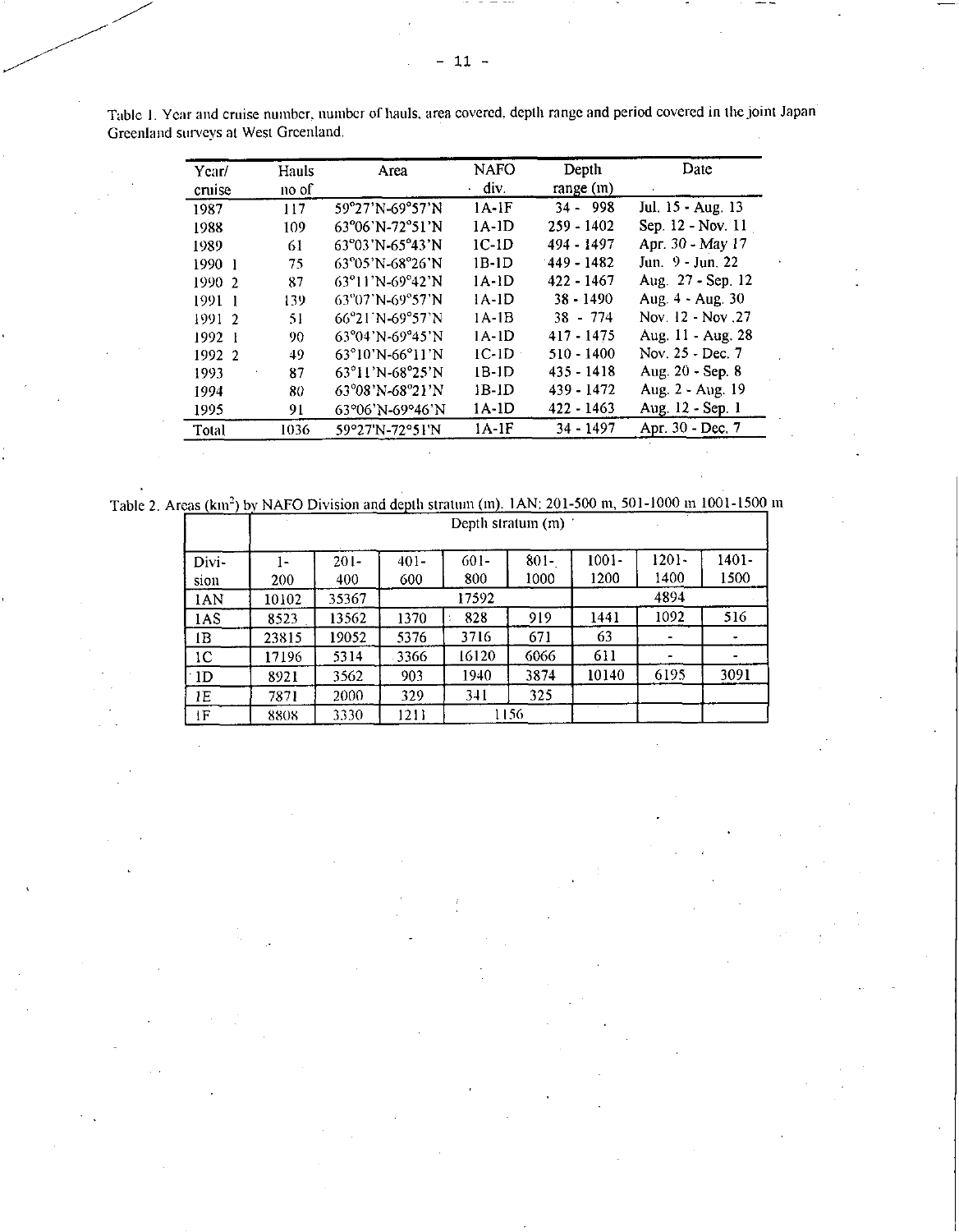Table 1. Year and cruise number, number of hauls, area covered, depth range and period covered in the joint Japan Greenland surveys at West Greenland.

| Year/ cruise | Hauls no of | Area | NAFO div. | Depth range (m) | Date |
|---|---|---|---|---|---|
| 1987 | 117 | 59°27'N-69°57'N | 1A-1F | 34 - 998 | Jul. 15 - Aug. 13 |
| 1988 | 109 | 63°06'N-72°51'N | 1A-1D | 259 - 1402 | Sep. 12 - Nov. 11 |
| 1989 | 61 | 63°03'N-65°43'N | 1C-1D | 494 - 1497 | Apr. 30 - May 17 |
| 1990 1 | 75 | 63°05'N-68°26'N | 1B-1D | 449 - 1482 | Jun. 9 - Jun. 22 |
| 1990 2 | 87 | 63°11'N-69°42'N | 1A-1D | 422 - 1467 | Aug. 27 - Sep. 12 |
| 1991 1 | 139 | 63°07'N-69°57'N | 1A-1D | 38 - 1490 | Aug. 4 - Aug. 30 |
| 1991 2 | 51 | 66°21'N-69°57'N | 1A-1B | 38 - 774 | Nov. 12 - Nov .27 |
| 1992 1 | 90 | 63°04'N-69°45'N | 1A-1D | 417 - 1475 | Aug. 11 - Aug. 28 |
| 1992 2 | 49 | 63°10'N-66°11'N | 1C-1D | 510 - 1400 | Nov. 25 - Dec. 7 |
| 1993 | 87 | 63°11'N-68°25'N | 1B-1D | 435 - 1418 | Aug. 20 - Sep. 8 |
| 1994 | 80 | 63°08'N-68°21'N | 1B-1D | 439 - 1472 | Aug. 2 - Aug. 19 |
| 1995 | 91 | 63°06'N-69°46'N | 1A-1D | 422 - 1463 | Aug. 12 - Sep. 1 |
| Total | 1036 | 59°27'N-72°51'N | 1A-1F | 34 - 1497 | Apr. 30 - Dec. 7 |

Table 2. Areas ($km^2$) by NAFO Division and depth stratum (m). 1AN: 201-500 m, 501-1000 m 1001-1500 m

| | Depth stratum (m) | | | | | | | |
|---|---|---|---|---|---|---|---|---|
| Division | 1-200 | 201-400 | 401-600 | 601-800 | 801-1000 | 1001-1200 | 1201-1400 | 1401-1500 |
| 1AN | 10102 | 35367 | 17592 | | | 4894 | | |
| 1AS | 8523 | 13562 | 1370 | 828 | 919 | 1441 | 1092 | 516 |
| 1B | 23815 | 19052 | 5376 | 3716 | 671 | 63 | - | - |
| 1C | 17196 | 5314 | 3366 | 16120 | 6066 | 611 | - | - |
| 1D | 8921 | 3562 | 903 | 1940 | 3874 | 10140 | 6195 | 3091 |
| 1E | 7871 | 2000 | 329 | 341 | 325 | | | |
| 1F | 8808 | 3330 | 1211 | 1156 | | | | |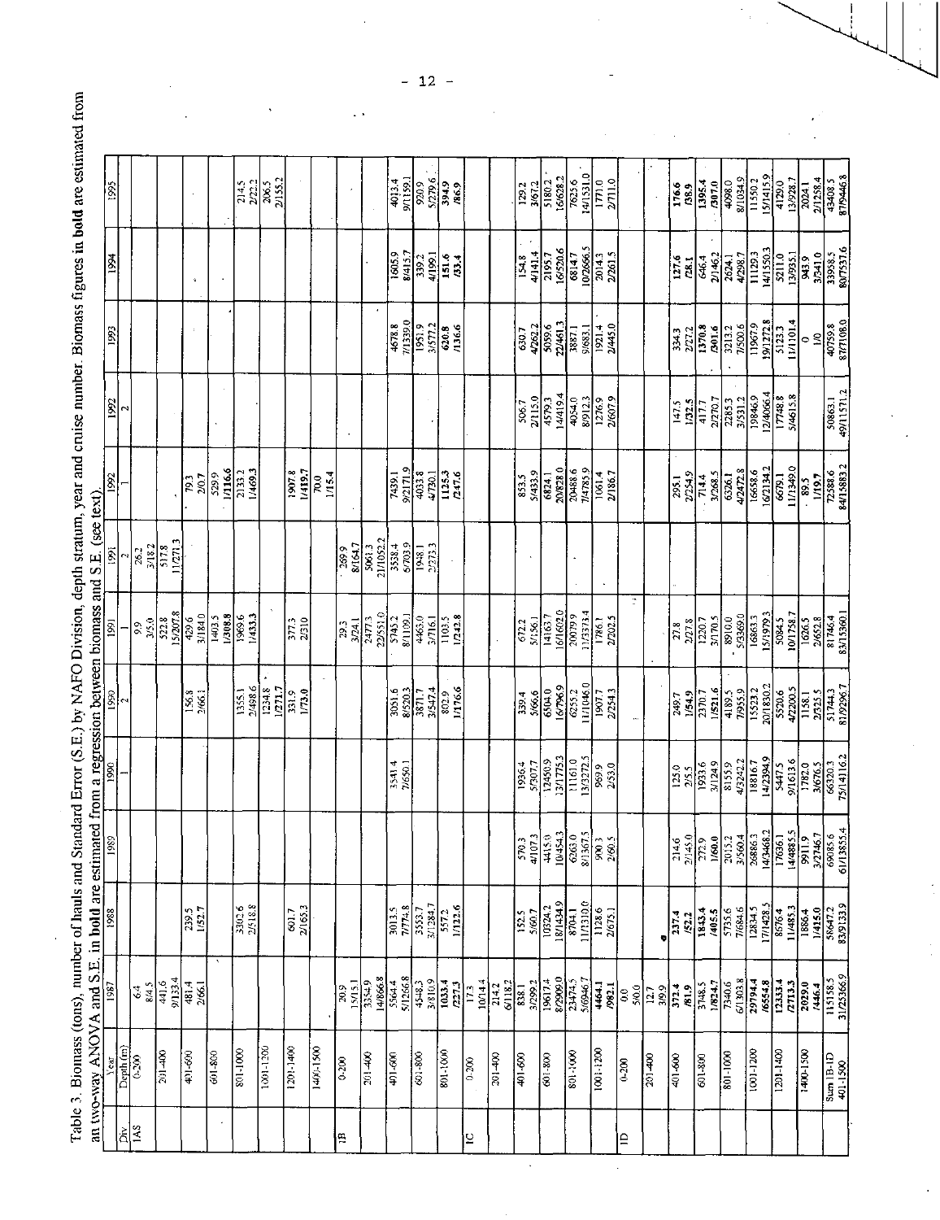Table 3. Biomass (tons), number of hauls and Standard Error (S.E.) by NAFO Division, depth stratum, year and cruise number. Biomass figures in **bold** are estimated from a regression between biomass and S.E. (see text). Biomass and S.E. in **bold** are estimated from an two-way ANOVA and S.E. in bold are estimated from a regression between biomass and S.E. (see text).

| Div. | Year / Depth (m) | 1987 | 1988 | 1989 | 1990 (1) | 1990 (2) | 1991 (1) | 1991 (2) | 1992 (1) | 1992 (2) | 1993 | 1994 | 1995 |
|---|---|---|---|---|---|---|---|---|---|---|---|---|---|
| 1AS | 0-200 | 6.4<br>8/4.5 | | | | | 9.9<br>3/5.0 | 26.2<br>3/18.2 | | | | | |
| | 201-400 | 441.6<br>9/133.4 | | | | | 522.8<br>15/207.8 | 517.8<br>11/271.3 | | | | | |
| | 401-600 | 481.4<br>2/66.1 | 239.5<br>1/52.7 | | | 156.8<br>2/66.1 | 429.6<br>3/184.0 | | 79.3<br>2/0.7 | | | | |
| | 601-800 | | | | | | 1403.5<br>1/308.8 | | 529.9<br>1/116.6 | | | | |
| | 801-1000 | | 3302.6<br>2/518.8 | | | 1355.1<br>2/498.6 | 1969.6<br>1/433.3 | | 2133.2<br>1/469.3 | | | | 214.5<br>2/22.2 |
| | 1001-1200 | | | | | 1234.8<br>1/271.7 | | | | | | | 206.5<br>2/155.2 |
| | 1201-1400 | | 601.7<br>2/165.3 | | | 331.9<br>1/73.0 | 377.3<br>2/31.0 | | 1907.8<br>1/419.7 | | | | |
| | 1400-1500 | | | | | | | | 70.0<br>1/15.4 | | | | |
| 1B | 0-200 | 20.9<br>1/15.1 | | | | | 29.3<br>3/24.1 | 269.9<br>8/164.7 | | | | | |
| | 201-400 | 3354.9<br>14/866.8 | | | | | 2477.3<br>22/551.0 | 5061.3<br>21/1052.2 | | | | | |
| | 401-600 | 5564.4<br>5/1266.8 | 3013.5<br>7/774.8 | | 3541.4<br>7/650.1 | 3051.6<br>8/520.3 | 5745.2<br>8/1109.1 | 3538.4<br>6/703.9 | 7439.1<br>9/2171.9 | | 4678.8<br>7/1339.0 | 1605.9<br>8/415.7 | 4013.4<br>9/1159.1 |
| | 601-800 | 4548.3<br>3/810.9 | 3553.7<br>3/1284.7 | | | 3871.7<br>2/547.4 | 4463.0<br>5/716.1 | 1948.1<br>2/273.3 | 4033.8<br>4/730.1 | | 1951.9<br>3/577.2 | 339.2<br>4/199.1 | 920.9<br>5/279.6 |
| | 801-1000 | **1033.4<br>/227.3** | **557.2<br>1/122.6** | | | **802.9<br>1/176.6** | **1103.5<br>1/242.8** | | **1125.3<br>/247.6** | | **620.8<br>/136.6** | **151.6<br>/33.4** | **394.9<br>/86.9** |
| 1C | 0-200 | 17.3<br>10/14.4 | | | | | | | | | | | |
| | 201-400 | 214.2<br>6/118.2 | | | | | | | | | | | |
| | 401-600 | 838.1<br>3/299.2 | 152.5<br>5/60.7 | 570.3<br>4/107.3 | 1936.4<br>5/307.7 | 339.4<br>5/66.6 | 672.2<br>5/156.1 | | 853.5<br>5/433.9 | 506.7<br>2/115.0 | 630.7<br>4/262.2 | 154.8<br>4/141.4 | 129.2<br>3/67.2 |
| | 601-800 | 19617.4<br>8/2909.0 | 10324.2<br>18/1434.9 | 4415.0<br>10/454.3 | 12450.9<br>13/1775.3 | 6504.0<br>16/796.9 | 14163.7<br>16/1602.0 | | 6824.1<br>20/828.0 | 4579.3<br>14/419.4 | 5059.6<br>22/461.3 | 2195.7<br>16/520.6 | 5180.2<br>16/628.2 |
| | 801-1000 | 23474.5<br>5/6946.7 | 8704.1<br>11/1310.0 | 6263.0<br>8/1367.5 | 11161.0<br>13/3272.5 | 6255.2<br>11/1046.0 | 20079.9<br>11/3373.4 | | 20488.6<br>7/4785.9 | 4054.0<br>8/912.3 | 3887.1<br>9/683.1 | 6814.7<br>10/2666.5 | 7625.6<br>14/1531.0 |
| | 1001-1200 | **4464.1<br>/982.1** | 1128.6<br>2/675.1 | 900.3<br>2/60.5 | 969.9<br>2/53.0 | 1907.7<br>2/254.3 | 1786.1<br>2/202.5 | | 1061.4<br>2/186.7 | 1276.9<br>2/607.9 | 1921.4<br>2/445.0 | 2014.3<br>2/261.5 | 1771.0<br>2/711.0 |
| 1D | 0-200 | 0.0<br>5/0.0 | | | | | | | | | | | |
| | 201-400 | 12.7<br>3/9.9 | | | | | | | | | | | |
| | 401-600 | **372.4<br>/81.9** | **237.4<br>/52.2** | 214.6<br>2/145.0 | 125.0<br>2/5.5 | 249.7<br>1/54.9 | 27.8<br>2/27.8 | | 295.1<br>2/254.9 | 147.5<br>1/32.5 | 334.3<br>2/27.2 | **127.6<br>/28.1** | **176.6<br>/38.9** |
| | 601-800 | **3748.5<br>1/824.7** | **1843.4<br>/405.5** | 272.9<br>1/60.0 | 1933.6<br>3/124.9 | **2370.7<br>1/521.6** | 1220.7<br>3/170.5 | | 714.4<br>3/268.5 | 417.7<br>2/270.7 | **1370.8<br>/301.6** | 646.4<br>2/146.2 | **1395.4<br>/307.0** |
| | 801-1000 | 7340.6<br>6/1303.8 | 5735.6<br>7/684.6 | 2015.2<br>3/560.4 | 8155.9<br>4/3242.2 | 4189.5<br>7/955.9 | 8910.0<br>5/3369.0 | | 6326.1<br>4/2472.8 | 2285.3<br>3/531.2 | 3213.2<br>7/500.6 | 2624.1<br>4/298.7 | 4098.0<br>8/1034.9 |
| | 1001-1200 | **29794.4<br>/6554.8** | 12834.5<br>17/1428.5 | 26886.3<br>14/3468.2 | 18816.7<br>14/2394.9 | 15523.2<br>20/1830.2 | 16863.3<br>15/1979.3 | | 16658.6<br>16/2134.2 | 19846.9<br>12/4066.4 | 11967.9<br>19/1272.8 | 11129.3<br>14/1550.3 | 11550.2<br>15/1415.9 |
| | 1201-1400 | **12333.4<br>/2713.3** | 8676.4<br>11/485.3 | 17636.1<br>14/4885.5 | 5447.5<br>9/1613.6 | 5520.6<br>4/2200.5 | 5084.5<br>10/1758.7 | | 6679.1<br>11/1349.0 | 17748.8<br>5/4615.8 | 5123.3<br>11/1101.4 | 5211.0<br>13/935.1 | 4129.0<br>13/928.7 |
| | 1400-1500 | **2029.0<br>/446.4** | **1886.4<br>1/415.0** | 9911.9<br>3/2746.7 | 1782.0<br>3/676.5 | 1158.1<br>2/325.5 | 1626.5<br>2/652.8 | | **89.5<br>1/19.7** | | 0<br>1/0 | 943.9<br>3/541.0 | 2024.1<br>2/1258.4 |
| Sum 1B-1D | 401-1500 | 115158.5<br>31/25366.9 | 59647.2<br>83/9133.9 | 69085.6<br>61/13855.4 | 66320.3<br>75/14116.2 | 51744.3<br>81/9296.7 | 81746.4<br>83/15360.1 | | 72588.6<br>84/15883.2 | 50863.1<br>49/11371.2 | 40759.8<br>87/7108.0 | 33958.5<br>80/7537.6 | 43408.5<br>87/9446.8 |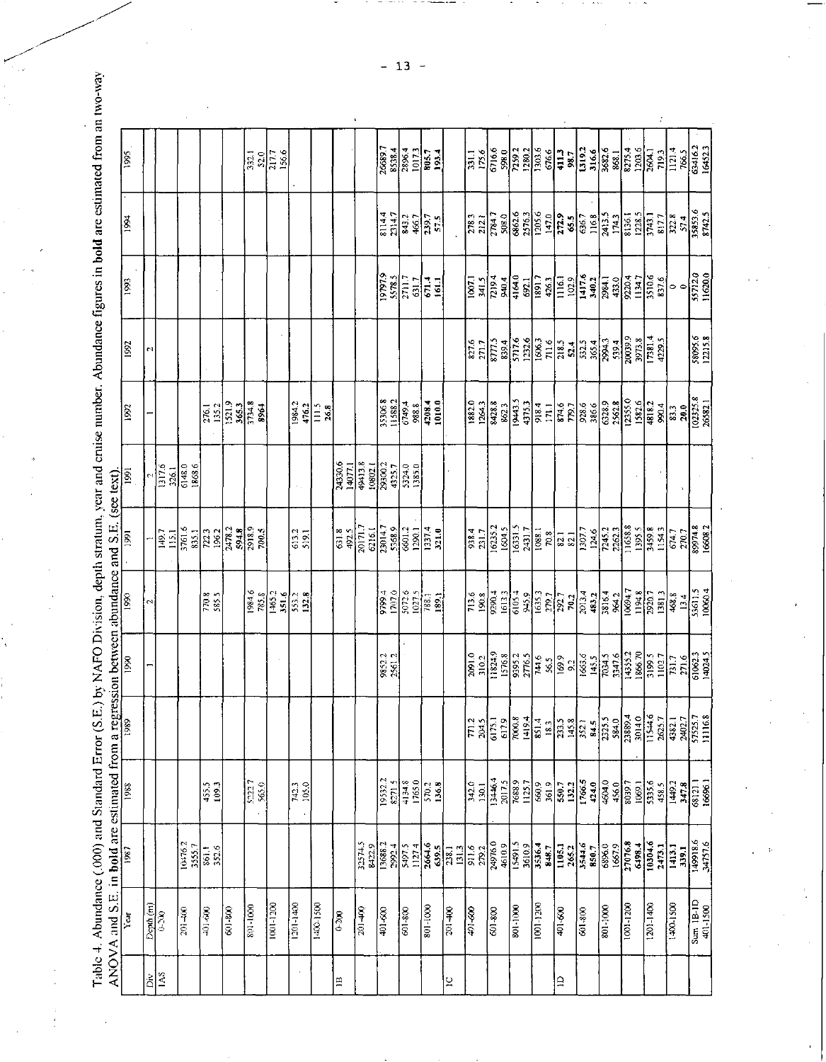Table 4. Abundance (,000) and Standard Error (S.E.) by NAFO Division, depth stratum, year and cruise number. Abundance figures in **bold** are estimated from an two-way ANOVA and S.E. in **bold** are estimated from a regression between abundance and S.E. (see text).

In each stratum, the first row gives the abundance and the second row gives the S.E.

| Div | Year | 1987 | 1988 | 1989 | 1990 | 1990 | 1991 | 1991 | 1992 | 1992 | 1993 | 1994 | 1995 |
|---|---|---|---|---|---|---|---|---|---|---|---|---|---|
| | Depth (m) | | | | 1 | 2 | 1 | 2 | 1 | 2 | | | |
| 1AS | 0-200 | | | | | | 149.7 | 1317.6 | | | | | |
| | | | | | | | 115.1 | 326.1 | | | | | |
| | 201-400 | 10476.2 | | | | | 5761.6 | 6148.0 | | | | | |
| | | 3555.7 | | | | | 835.1 | 1868.6 | | | | | |
| | 401-600 | 861.1 | 455.5 | | | 770.8 | 722.3 | | 276.1 | | | | |
| | | 352.6 | 109.3 | | | 585.5 | 196.2 | | 135.2 | | | | |
| | 601-800 | | | | | | **2478.2** | | **1521.9** | | | | |
| | | | | | | | **594.8** | | **365.3** | | | | |
| | 801-1000 | | 5222.7 | | | 1984.6 | 2918.9 | | **3734.8** | | | | 332.1 |
| | | | 565.6 | | | 785.8 | 700.5 | | **896.4** | | | | 52.0 |
| | 1001-1200 | | | | | **1465.2** | | | | | | | 217.7 |
| | | | | | | **351.6** | | | | | | | 156.6 |
| | 1201-1400 | | 742.3 | | | **553.2** | 613.2 | | 1984.2 | | | | |
| | | | 105.0 | | | **132.8** | 519.1 | | 476.2 | | | | |
| | 1400-1500 | | | | | | | | **111.5** | | | | |
| | | | | | | | | | **26.8** | | | | |
| 1B | 0-200 | | | | | | 631.8 | 24330.6 | | | | | |
| | | | | | | | 492.5 | 14077.1 | | | | | |
| | 201-400 | 32574.5 | | | | | 20171.7 | 49413.8 | | | | | |
| | | 8422.9 | | | | | 6216.1 | 10802.1 | | | | | |
| | 401-600 | 13688.2 | 19532.2 | | 9852.2 | 9799.4 | 23014.7 | 29300.2 | 35306.8 | | 19797.9 | 8114.4 | 26689.7 |
| | | 2992.4 | 8271.5 | | 2561.2 | 1707.0 | 5568.9 | 4325.7 | 11588.2 | | 5578.5 | 2314.7 | 8538.4 |
| | 601-800 | 5497.5 | 4134.8 | | | 5072.6 | 6601.2 | 5324.0 | 6749.4 | | 2711.7 | 843.2 | 2896.4 |
| | | 1127.4 | 1765.0 | | | 1027.5 | 1290.1 | 1385.0 | 988.8 | | 631.7 | 466.7 | 1017.3 |
| | 801-1000 | **2664.6** | **570.2** | | | **788.1** | **1337.4** | | **4208.4** | | **671.4** | **239.7** | **805.7** |
| | | **639.5** | **136.8** | | | **189.1** | **321.0** | | **1010.0** | | **161.1** | **57.5** | **193.4** |
| 1C | 201-400 | 238.1 | | | | | | | | | | | |
| | | 131.3 | | | | | | | | | | | |
| | 401-600 | 911.6 | 342.0 | 771.2 | 2091.0 | 713.6 | 938.4 | | 1882.0 | 827.6 | 1007.1 | 278.3 | 331.1 |
| | | 279.2 | 130.1 | 204.5 | 310.2 | 190.8 | 231.7 | | 1264.3 | 271.7 | 341.5 | 212.1 | 175.6 |
| | 601-800 | 24976.0 | 13446.4 | 6175.1 | 11824.9 | 9290.4 | 16235.2 | | 8428.8 | 8777.5 | 7219.4 | 2784.7 | 6716.6 |
| | | 4610.9 | 2017.5 | 617.9 | 1576.8 | 1613.3 | 1604.5 | | 862.3 | 839.4 | 940.4 | 508.0 | 598.0 |
| | 801-1000 | 15491.5 | 7688.9 | 7000.8 | 9595.2 | 6105.4 | 16331.5 | | 19443.5 | 5717.6 | 4164.0 | 6862.6 | 7259.2 |
| | | 3610.9 | 1125.7 | 1419.4 | 2776.5 | 945.9 | 2431.7 | | 4375.3 | 1232.6 | 692.1 | 2576.3 | 1280.2 |
| | 1001-1200 | **3536.4** | 660.9 | 851.4 | 744.6 | 1635.3 | 1088.1 | | 918.4 | 1606.3 | 1891.7 | 1205.6 | 1303.6 |
| | | **848.7** | 361.9 | 18.3 | 56.5 | 279.7 | 70.8 | | 171.1 | 711.6 | 426.3 | 147.0 | 676.6 |
| 1D | 401-600 | **1105.1** | **550.7** | 233.5 | 169.9 | **292.7** | 82.1 | | 874.6 | **218.5** | 1116.1 | **272.9** | **411.3** |
| | | **265.2** | **132.2** | 145.8 | 9.2 | **70.2** | 82.1 | | 779.7 | **52.4** | 102.9 | **65.5** | **98.7** |
| | 601-800 | **3544.6** | **1766.5** | **352.1** | 1663.6 | **2013.4** | 1307.7 | | 928.6 | 532.5 | **1417.6** | 636.7 | **1319.2** |
| | | **850.7** | **424.0** | **84.5** | 145.5 | **483.2** | 124.6 | | 386.6 | 365.4 | **340.2** | 116.8 | **316.6** |
| | 801-1000 | 6896.0 | 4604.0 | 2325.5 | 7034.5 | 3816.4 | 7245.2 | | 6328.9 | 2994.3 | 2984.1 | 2413.5 | 3682.6 |
| | | 1667.9 | 456.0 | 584.0 | 3347.6 | 964.2 | 2262.3 | | 2562.8 | 539.4 | 433.0 | 174.3 | 868.1 |
| | 1001-1200 | **27076.8** | 8039.7 | 23889.4 | 14355.2 | 10694.7 | 11658.8 | | 12355.0 | 20039.9 | 9220.4 | 8136.1 | 8275.4 |
| | | **6498.4** | 1069.1 | 3014.0 | 1866.70 | 1194.8 | 1395.5 | | 1582.6 | 3973.8 | 1134.7 | 1228.5 | 1203.6 |
| | 1201-1400 | **10304.6** | 5335.6 | 11544.6 | 3199.5 | 2920.7 | 3459.8 | | 4818.2 | 17381.4 | 3510.6 | 3743.1 | 2604.1 |
| | | **2473.1** | 458.5 | 2625.7 | 1102.7 | 1381.3 | 1154.3 | | 990.4 | 4229.5 | 837.6 | 817.7 | 719.3 |
| | 1400-1500 | **1413.1** | **1449.2** | 4382.1 | 731.7 | 468.8 | 674.7 | | **83.3** | | 0 | 322.8 | 1121.4 |
| | | **339.1** | **347.8** | 2402.7 | 271.6 | 13.4 | 270.7 | | **20.0** | | 0 | 57.4 | 766.5 |
| | Sum 1B-1D 401-1500 | 149918.6 | 68121.1 | 57525.7 | 61062.3 | 55611.5 | 89974.8 | | 102325.8 | 58095.6 | 55712.0 | 35853.6 | 63416.2 |
| | | 34757.6 | 16696.1 | 11116.8 | 14024.5 | 10060.4 | 16608.2 | | 26582.1 | 12215.8 | 11620.0 | 8742.5 | 16452.3 |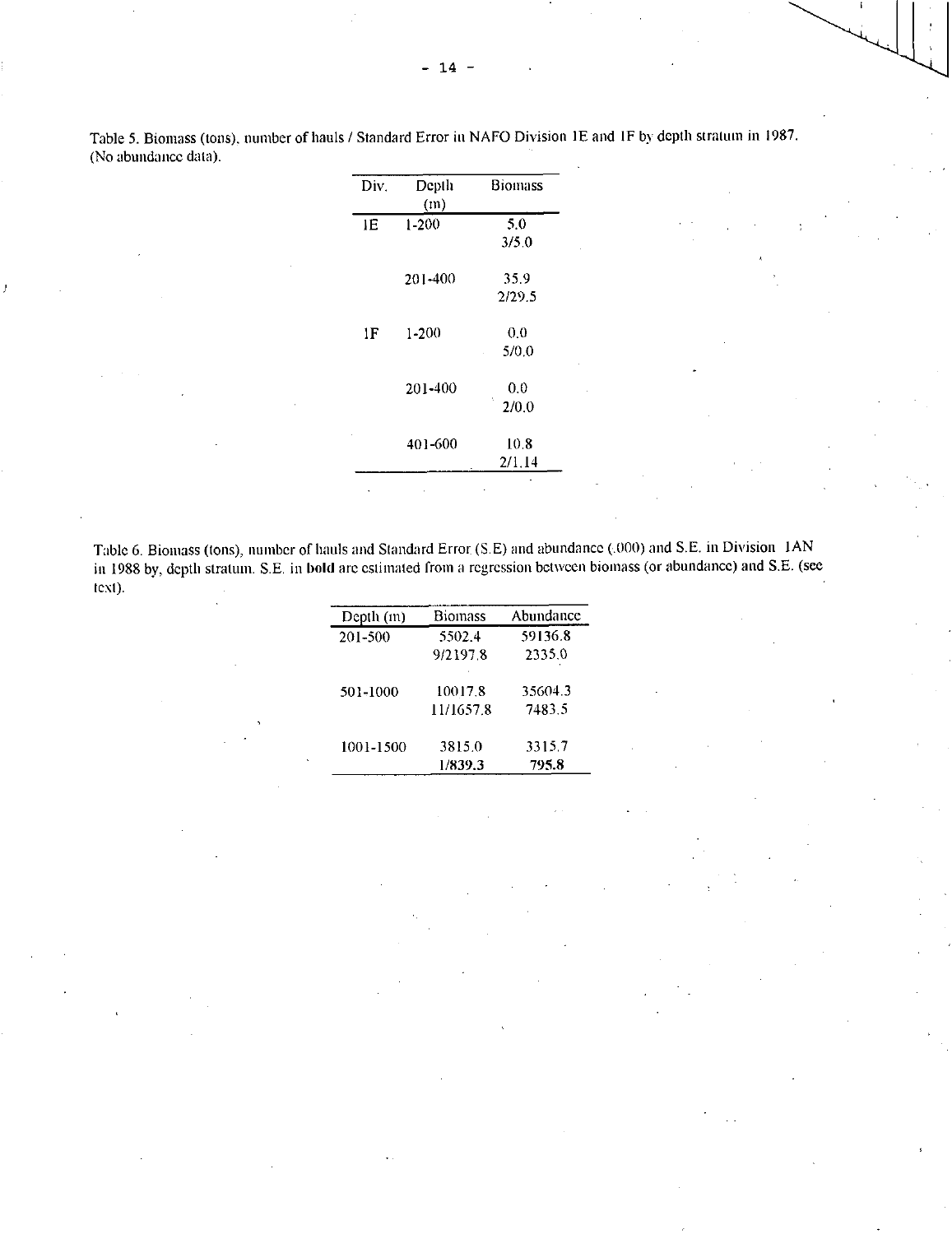Table 5. Biomass (tons), number of hauls / Standard Error in NAFO Division 1E and 1F by depth stratum in 1987. (No abundance data).

| Div. | Depth (m) | Biomass |
|---|---|---|
| 1E | 1-200 | 5.0<br>3/5.0 |
| | 201-400 | 35.9<br>2/29.5 |
| 1F | 1-200 | 0.0<br>5/0.0 |
| | 201-400 | 0.0<br>2/0.0 |
| | 401-600 | 10.8<br>2/1.14 |

Table 6. Biomass (tons), number of hauls and Standard Error (S.E) and abundance (.000) and S.E. in Division 1AN in 1988 by, depth stratum. S.E. in **bold** are estimated from a regression between biomass (or abundance) and S.E. (see text).

| Depth (m) | Biomass | Abundance |
|---|---|---|
| 201-500 | 5502.4<br>9/2197.8 | 59136.8<br>2335.0 |
| 501-1000 | 10017.8<br>11/1657.8 | 35604.3<br>7483.5 |
| 1001-1500 | 3815.0<br>**1/839.3** | 3315.7<br>**795.8** |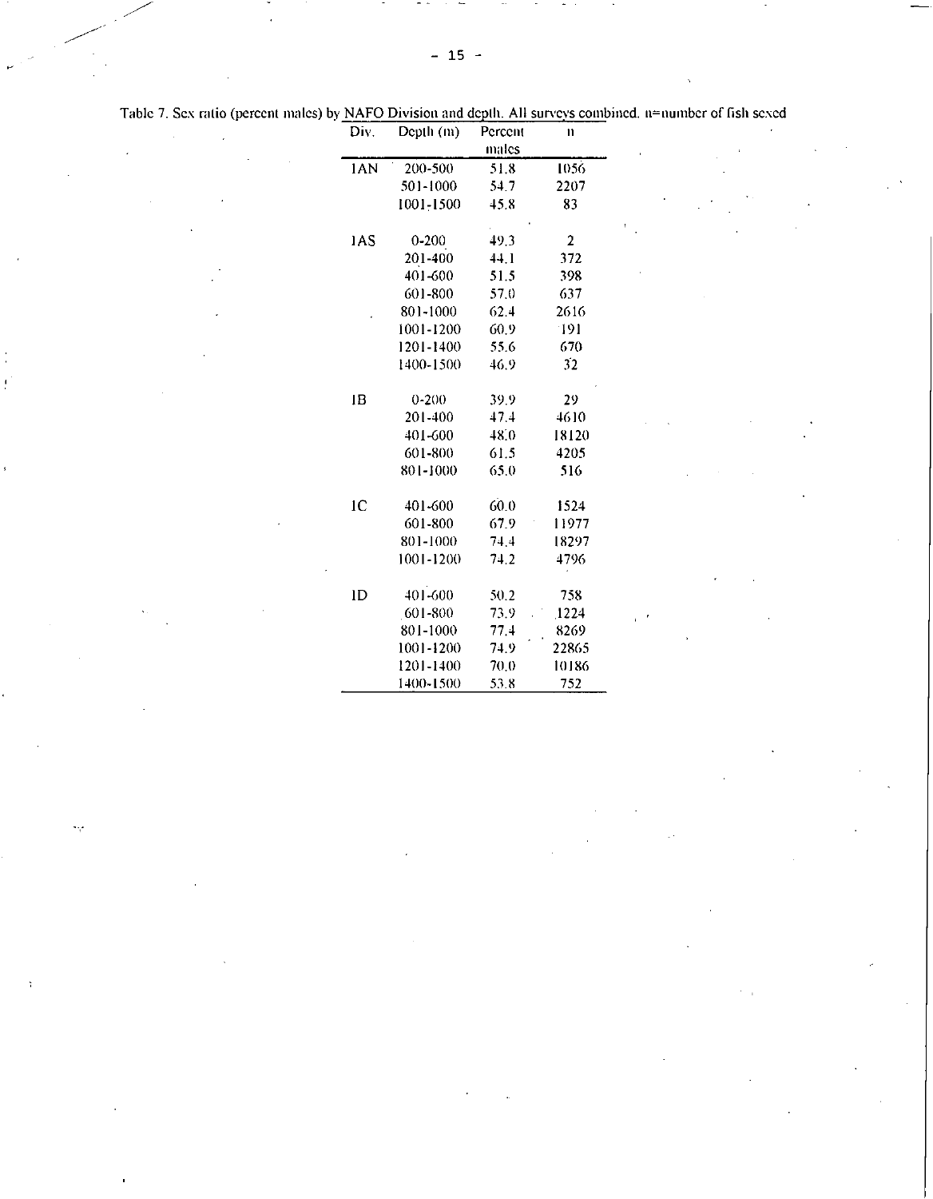Table 7. Sex ratio (percent males) by NAFO Division and depth. All surveys combined. n=number of fish sexed

| Div. | Depth (m) | Percent males | n |
|---|---|---|---|
| 1AN | 200-500 | 51.8 | 1056 |
| | 501-1000 | 54.7 | 2207 |
| | 1001-1500 | 45.8 | 83 |
| | | | |
| 1AS | 0-200 | 49.3 | 2 |
| | 201-400 | 44.1 | 372 |
| | 401-600 | 51.5 | 398 |
| | 601-800 | 57.0 | 637 |
| | 801-1000 | 62.4 | 2616 |
| | 1001-1200 | 60.9 | 191 |
| | 1201-1400 | 55.6 | 670 |
| | 1400-1500 | 46.9 | 32 |
| | | | |
| 1B | 0-200 | 39.9 | 29 |
| | 201-400 | 47.4 | 4610 |
| | 401-600 | 48.0 | 18120 |
| | 601-800 | 61.5 | 4205 |
| | 801-1000 | 65.0 | 516 |
| | | | |
| 1C | 401-600 | 60.0 | 1524 |
| | 601-800 | 67.9 | 11977 |
| | 801-1000 | 74.4 | 18297 |
| | 1001-1200 | 74.2 | 4796 |
| | | | |
| 1D | 401-600 | 50.2 | 758 |
| | 601-800 | 73.9 | 1224 |
| | 801-1000 | 77.4 | 8269 |
| | 1001-1200 | 74.9 | 22865 |
| | 1201-1400 | 70.0 | 10186 |
| | 1400-1500 | 53.8 | 752 |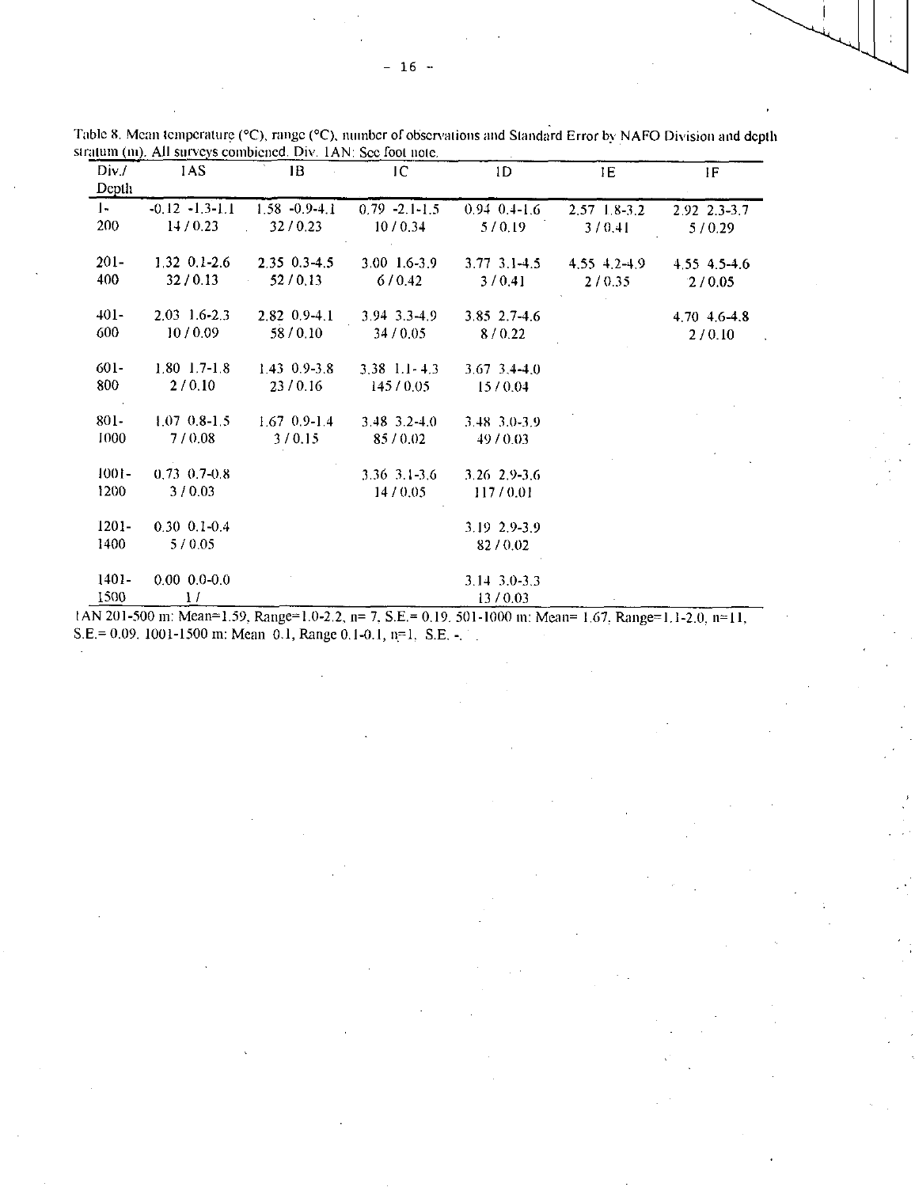Table 8. Mean temperature (°C), range (°C), number of observations and Standard Error by NAFO Division and depth stratum (m). All surveys combiened. Div. 1AN: See foot note.

| Div./ Depth | 1AS | 1B | 1C | 1D | 1E | 1F |
|---|---|---|---|---|---|---|
| 1-200 | -0.12 -1.3-1.1<br>14 / 0.23 | 1.58 -0.9-4.1<br>32 / 0.23 | 0.79 -2.1-1.5<br>10 / 0.34 | 0.94 0.4-1.6<br>5 / 0.19 | 2.57 1.8-3.2<br>3 / 0.41 | 2.92 2.3-3.7<br>5 / 0.29 |
| 201-400 | 1.32 0.1-2.6<br>32 / 0.13 | 2.35 0.3-4.5<br>52 / 0.13 | 3.00 1.6-3.9<br>6 / 0.42 | 3.77 3.1-4.5<br>3 / 0.41 | 4.55 4.2-4.9<br>2 / 0.35 | 4.55 4.5-4.6<br>2 / 0.05 |
| 401-600 | 2.03 1.6-2.3<br>10 / 0.09 | 2.82 0.9-4.1<br>58 / 0.10 | 3.94 3.3-4.9<br>34 / 0.05 | 3.85 2.7-4.6<br>8 / 0.22 | | 4.70 4.6-4.8<br>2 / 0.10 |
| 601-800 | 1.80 1.7-1.8<br>2 / 0.10 | 1.43 0.9-3.8<br>23 / 0.16 | 3.38 1.1-4.3<br>145 / 0.05 | 3.67 3.4-4.0<br>15 / 0.04 | | |
| 801-1000 | 1.07 0.8-1.5<br>7 / 0.08 | 1.67 0.9-1.4<br>3 / 0.15 | 3.48 3.2-4.0<br>85 / 0.02 | 3.48 3.0-3.9<br>49 / 0.03 | | |
| 1001-1200 | 0.73 0.7-0.8<br>3 / 0.03 | | 3.36 3.1-3.6<br>14 / 0.05 | 3.26 2.9-3.6<br>117 / 0.01 | | |
| 1201-1400 | 0.30 0.1-0.4<br>5 / 0.05 | | | 3.19 2.9-3.9<br>82 / 0.02 | | |
| 1401-1500 | 0.00 0.0-0.0<br>1 / | | | 3.14 3.0-3.3<br>13 / 0.03 | | |

1AN 201-500 m: Mean=1.59, Range=1.0-2.2, n= 7, S.E.= 0.19. 501-1000 m: Mean= 1.67, Range=1.1-2.0, n=11, S.E.= 0.09. 1001-1500 m: Mean 0.1, Range 0.1-0.1, n=1, S.E. -.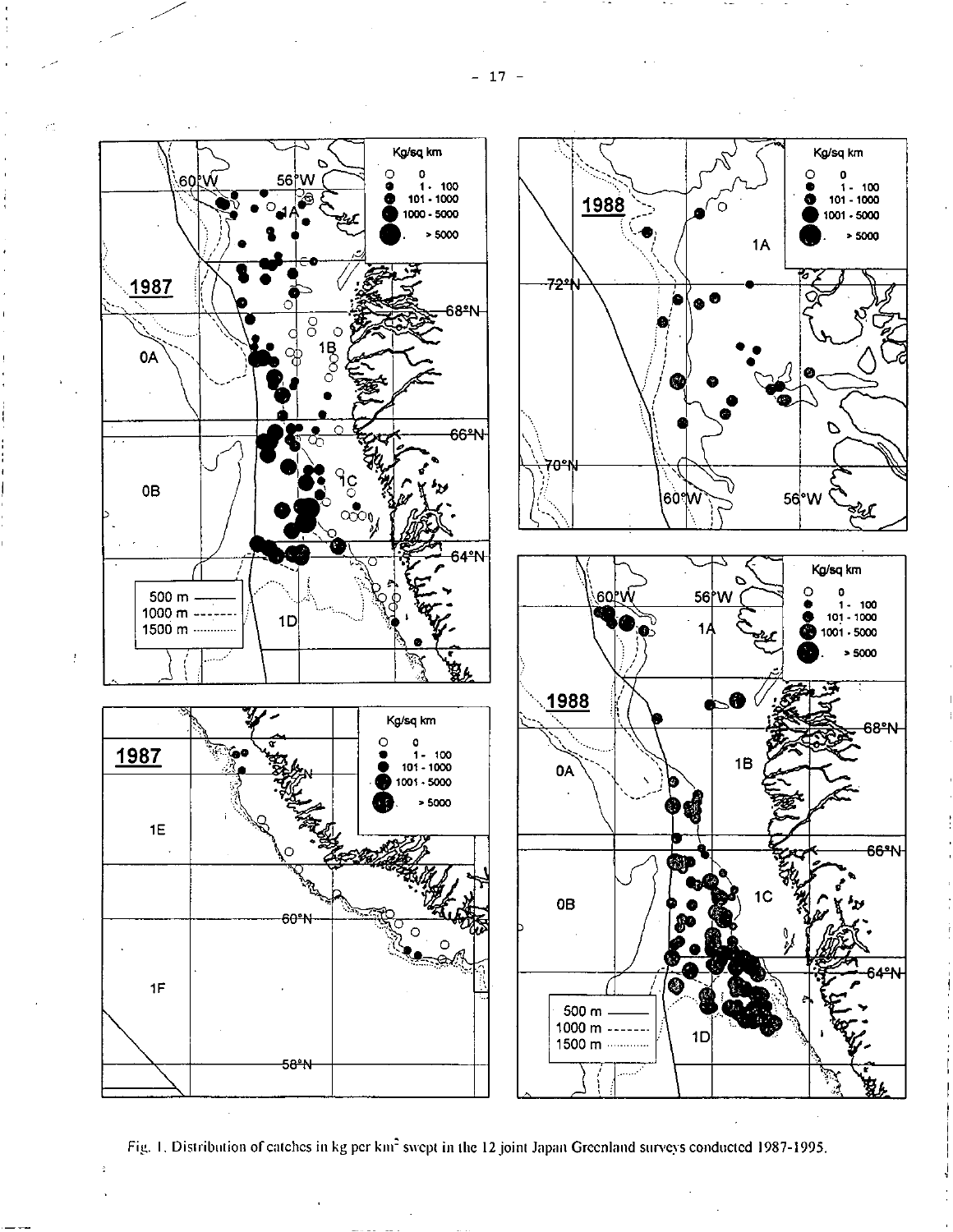Fig. 1. Distribution of catches in kg per km$^2$ swept in the 12 joint Japan Greenland surveys conducted 1987-1995.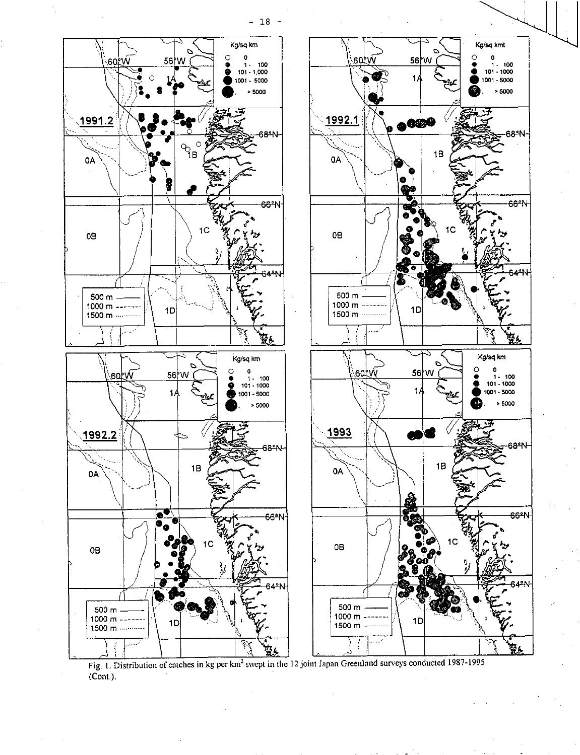Fig. 1. Distribution of catches in kg per km$^2$ swept in the 12 joint Japan Greenland surveys conducted 1987-1995 (Cont.).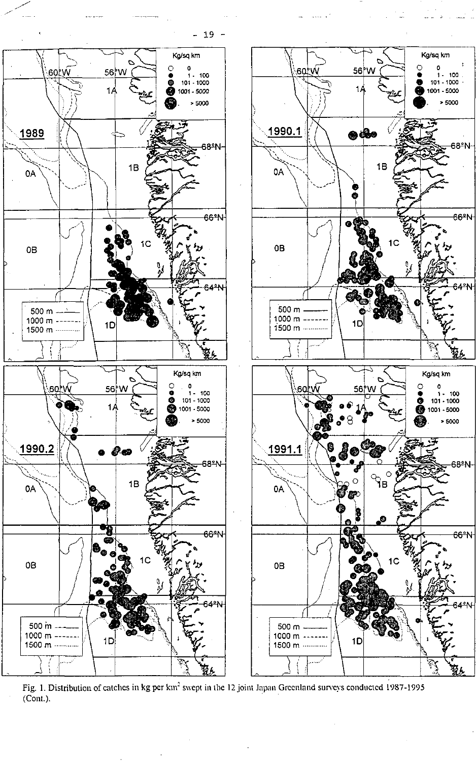Fig. 1. Distribution of catches in kg per km$^2$ swept in the 12 joint Japan Greenland surveys conducted 1987-1995 (Cont.).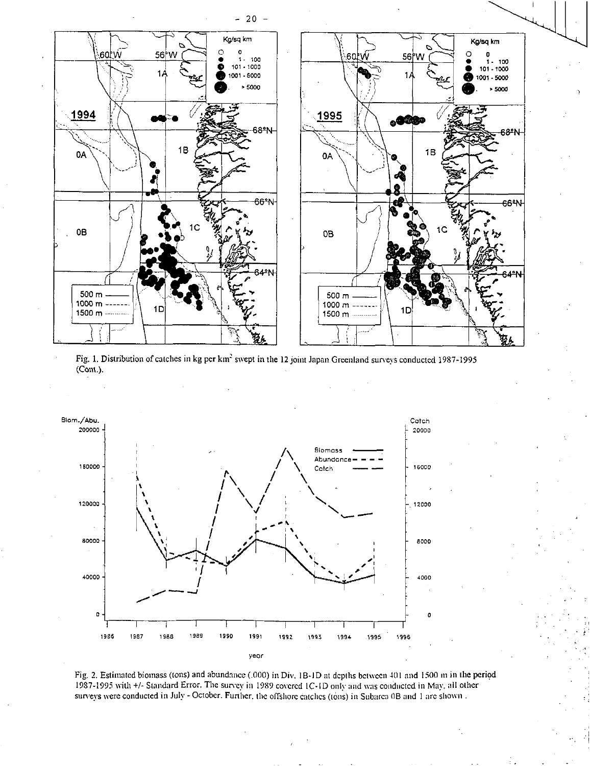Fig. 1. Distribution of catches in kg per km$^2$ swept in the 12 joint Japan Greenland surveys conducted 1987-1995 (Cont.).

Fig. 2. Estimated biomass (tons) and abundance ('000) in Div. 1B-1D at depths between 401 and 1500 m in the period 1987-1995 with +/- Standard Error. The survey in 1989 covered 1C-1D only and was conducted in May, all other surveys were conducted in July - October. Further, the offshore catches (tons) in Subarea 0B and 1 are shown.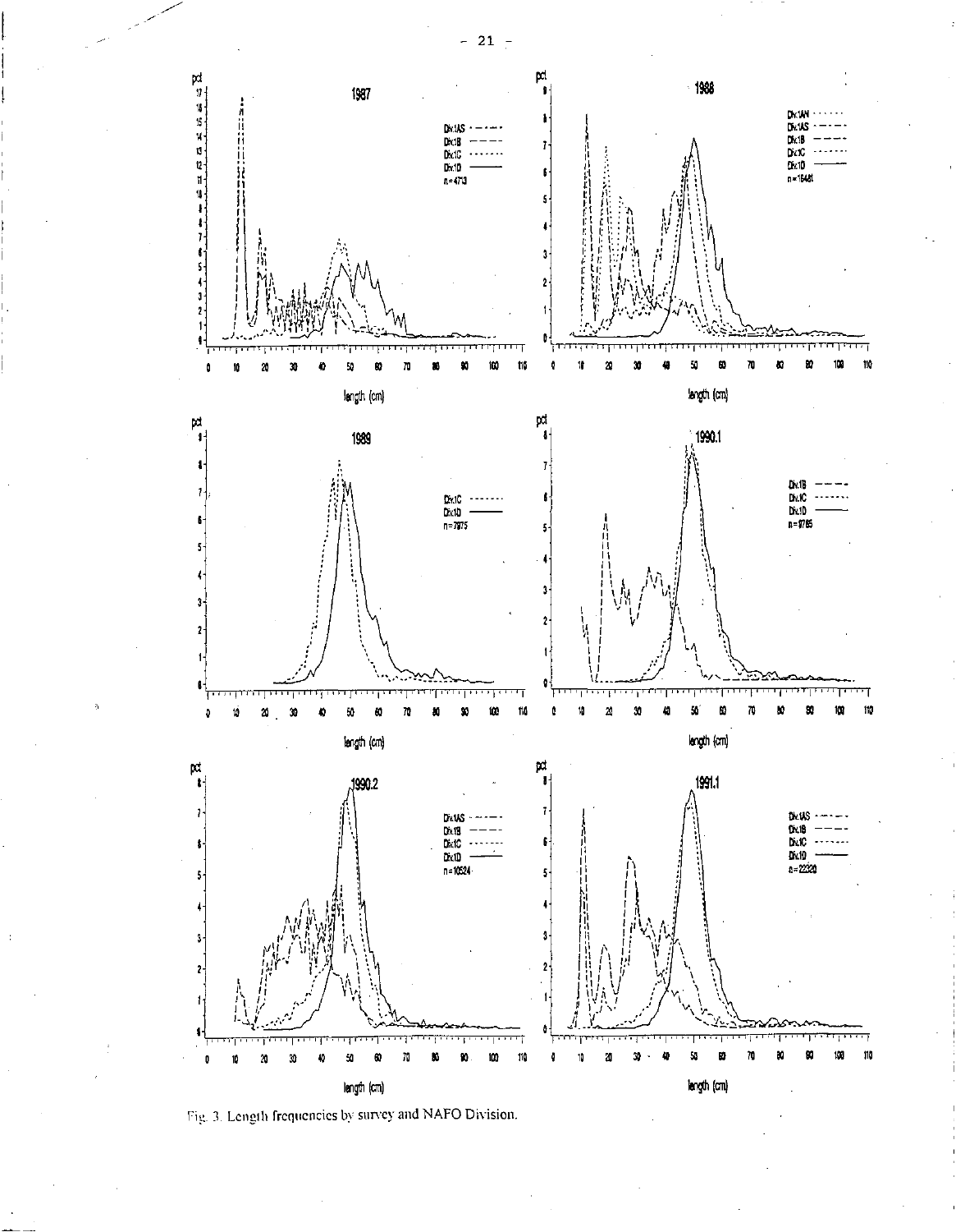Fig. 3. Length frequencies by survey and NAFO Division.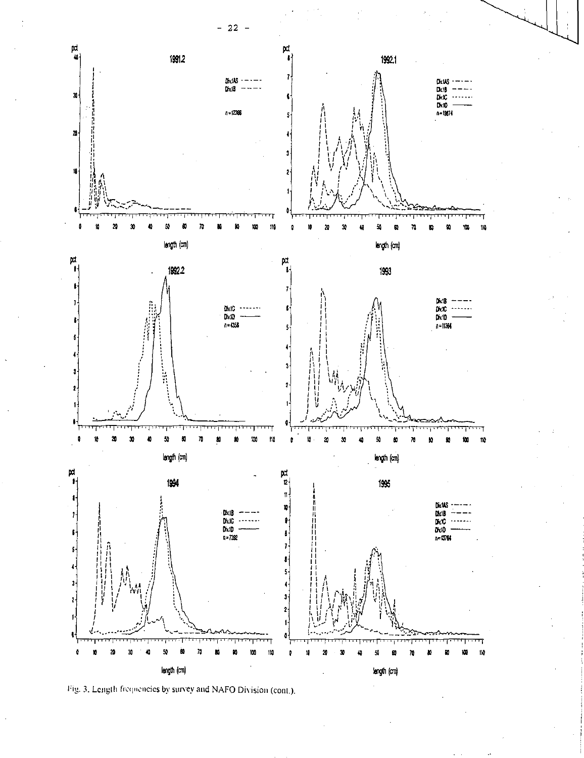Fig. 3. Length frequencies by survey and NAFO Division (cont.).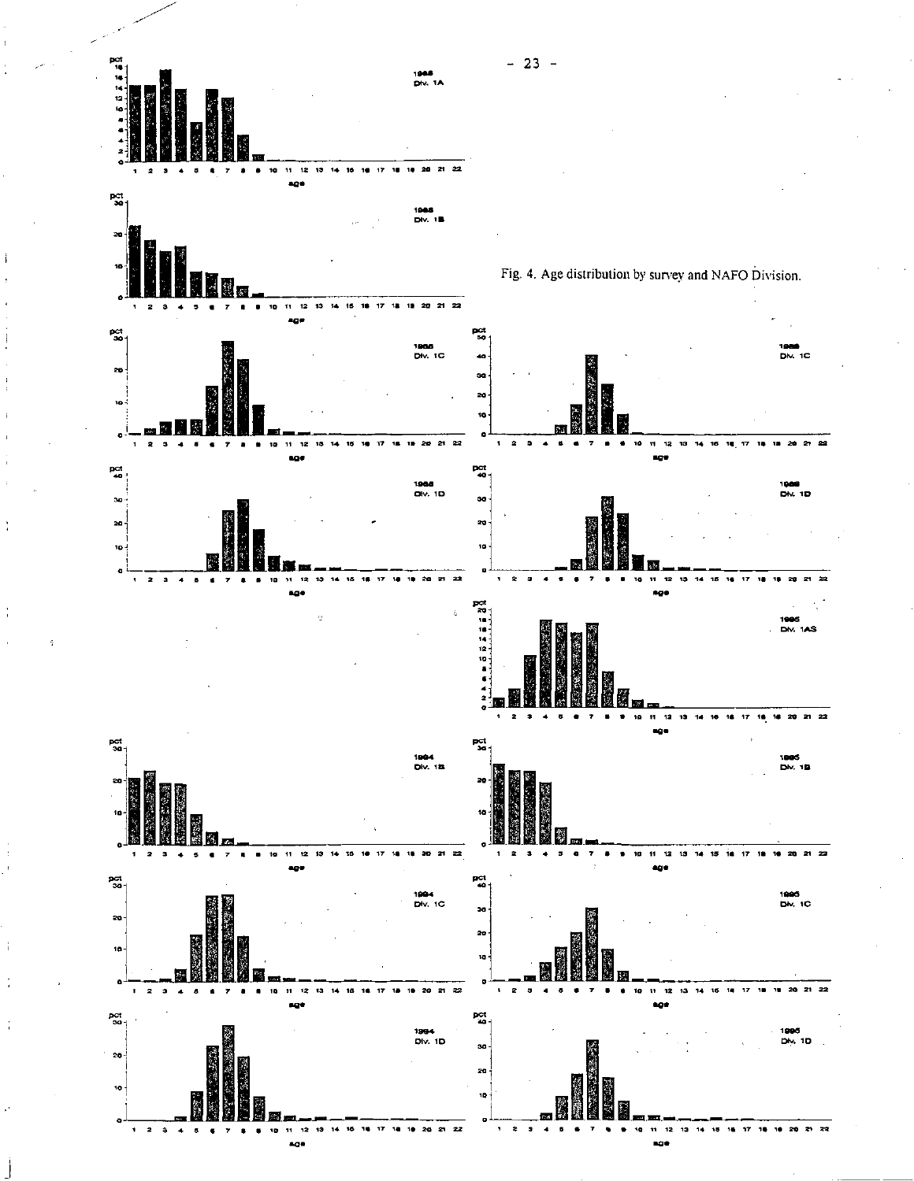Fig. 4. Age distribution by survey and NAFO Division.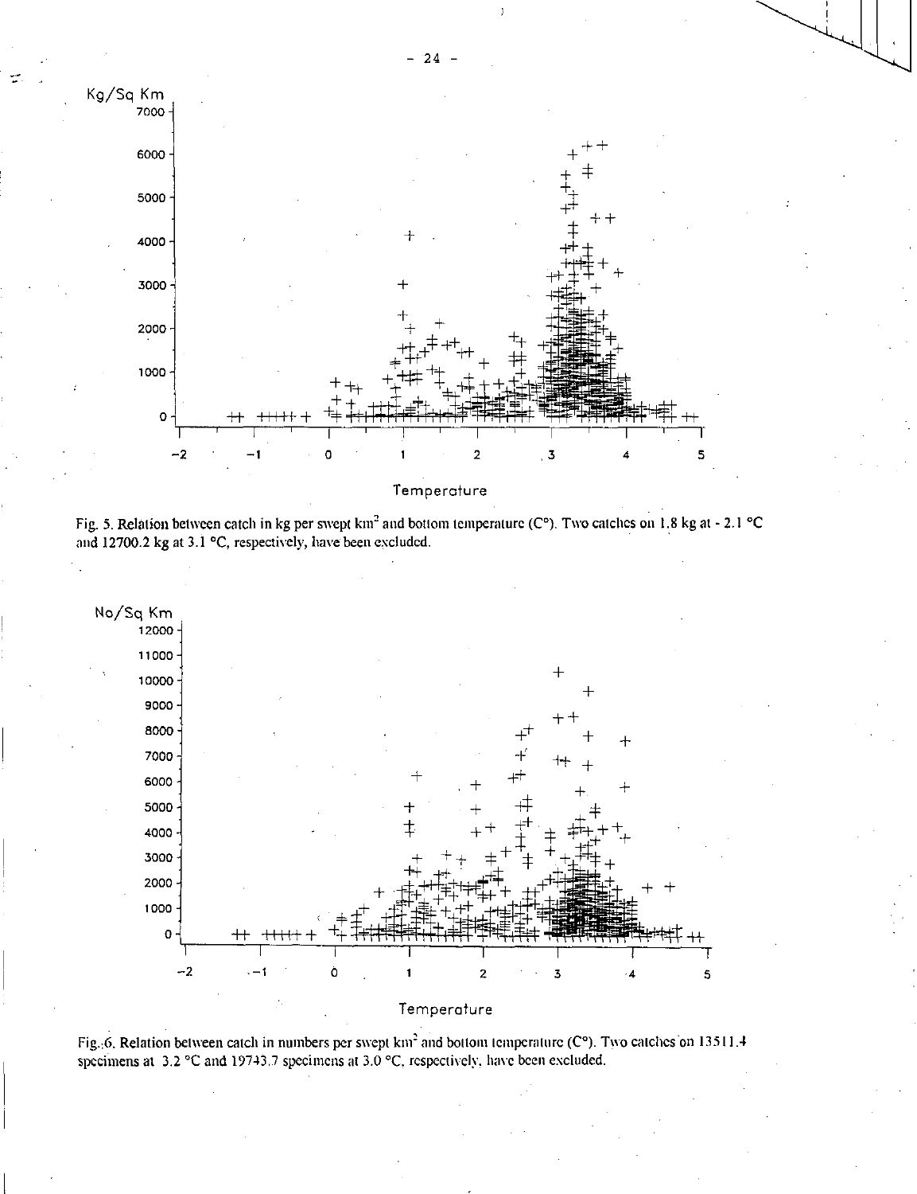Kg/Sq Km

7000
6000
5000
4000
3000
2000
1000
0

-2 -1 0 1 2 3 4 5

Temperature

Fig. 5. Relation between catch in kg per swept km$^2$ and bottom temperature (C°). Two catches on 1.8 kg at - 2.1 °C and 12700.2 kg at 3.1 °C, respectively, have been excluded.

No/Sq Km

12000
11000
10000
9000
8000
7000
6000
5000
4000
3000
2000
1000
0

-2 -1 0 1 2 3 4 5

Temperature

Fig. 6. Relation between catch in numbers per swept km$^2$ and bottom temperature (C°). Two catches on 13511.4 specimens at 3.2 °C and 19743.7 specimens at 3.0 °C, respectively, have been excluded.